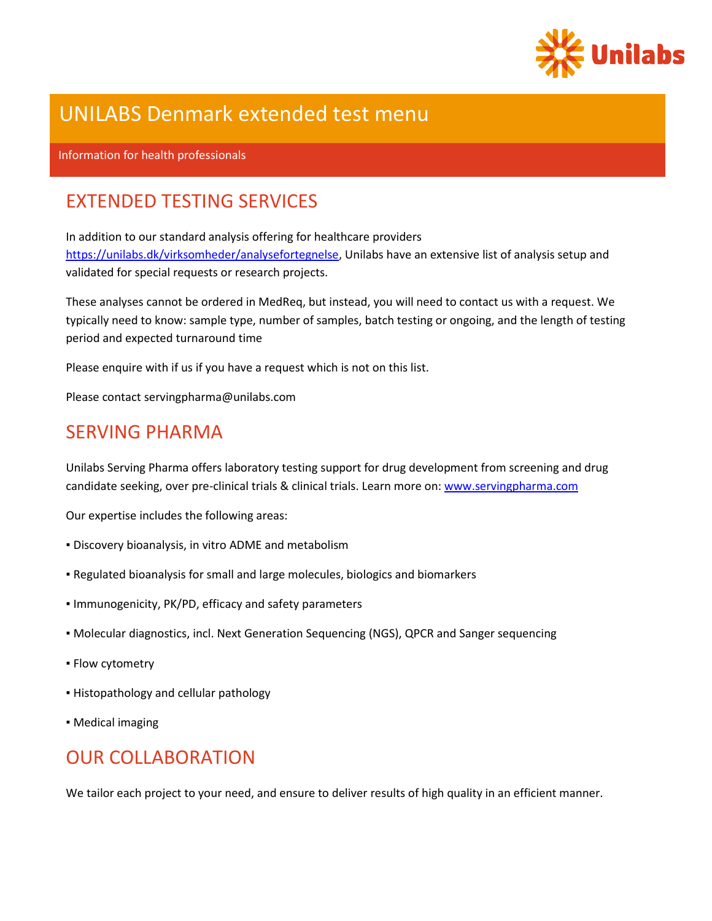# UNILABS Denmark extended test menu

Information for health professionals

## EXTENDED TESTING SERVICES

In addition to our standard analysis offering for healthcare providers https://unilabs.dk/virksomheder/analysefortegnelse, Unilabs have an extensive list of analysis setup and validated for special requests or research projects.

These analyses cannot be ordered in MedReq, but instead, you will need to contact us with a request. We typically need to know: sample type, number of samples, batch testing or ongoing, and the length of testing period and expected turnaround time

Please enquire with if us if you have a request which is not on this list.

Please contact servingpharma@unilabs.com

## SERVING PHARMA

Unilabs Serving Pharma offers laboratory testing support for drug development from screening and drug candidate seeking, over pre-clinical trials & clinical trials. Learn more on: www.servingpharma.com

Our expertise includes the following areas:

- Discovery bioanalysis, in vitro ADME and metabolism
- Regulated bioanalysis for small and large molecules, biologics and biomarkers
- Immunogenicity, PK/PD, efficacy and safety parameters
- Molecular diagnostics, incl. Next Generation Sequencing (NGS), QPCR and Sanger sequencing
- Flow cytometry
- Histopathology and cellular pathology
- Medical imaging

## OUR COLLABORATION

We tailor each project to your need, and ensure to deliver results of high quality in an efficient manner.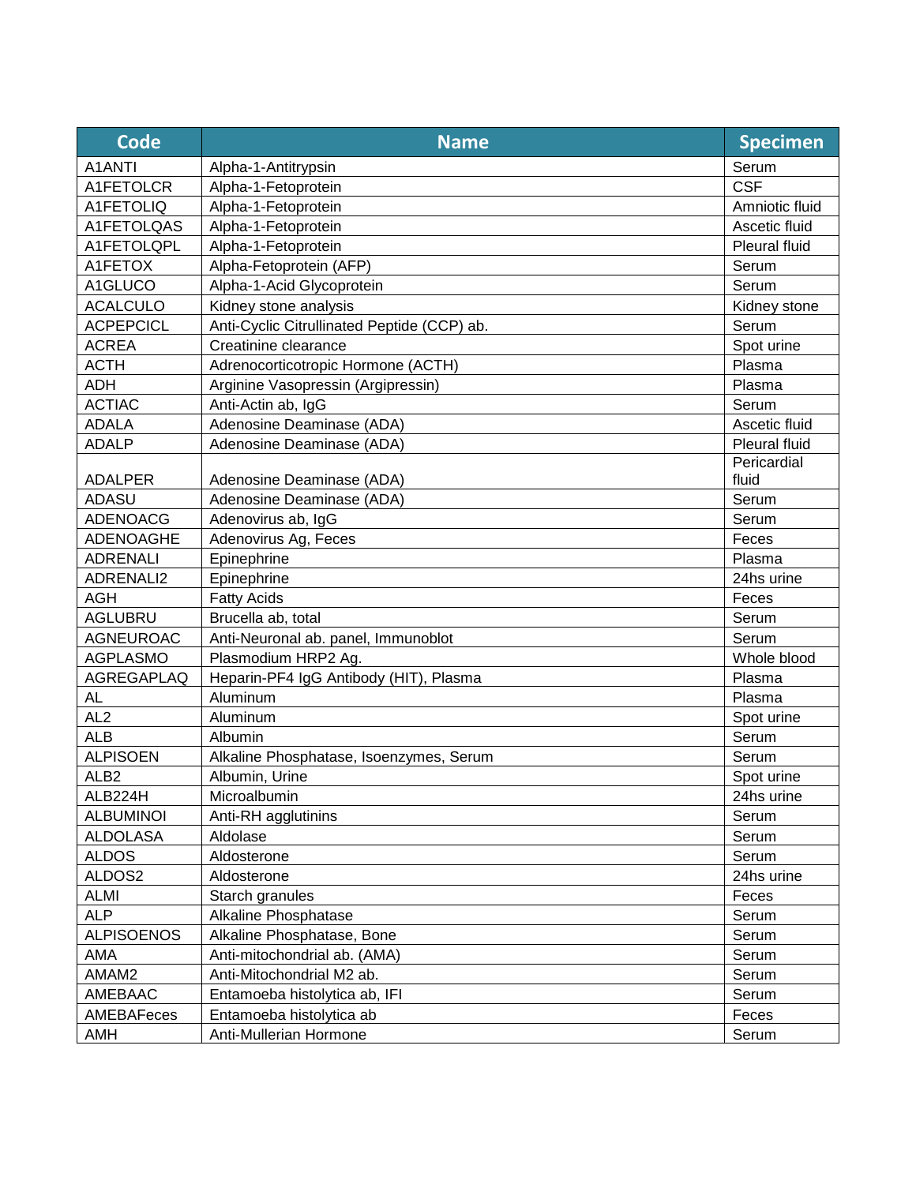| Code | Name | Specimen |
|---|---|---|
| A1ANTI | Alpha-1-Antitrypsin | Serum |
| A1FETOLCR | Alpha-1-Fetoprotein | CSF |
| A1FETOLIQ | Alpha-1-Fetoprotein | Amniotic fluid |
| A1FETOLQAS | Alpha-1-Fetoprotein | Ascetic fluid |
| A1FETOLQPL | Alpha-1-Fetoprotein | Pleural fluid |
| A1FETOX | Alpha-Fetoprotein (AFP) | Serum |
| A1GLUCO | Alpha-1-Acid Glycoprotein | Serum |
| ACALCULO | Kidney stone analysis | Kidney stone |
| ACPEPCICL | Anti-Cyclic Citrullinated Peptide (CCP) ab. | Serum |
| ACREA | Creatinine clearance | Spot urine |
| ACTH | Adrenocorticotropic Hormone (ACTH) | Plasma |
| ADH | Arginine Vasopressin (Argipressin) | Plasma |
| ACTIAC | Anti-Actin ab, IgG | Serum |
| ADALA | Adenosine Deaminase (ADA) | Ascetic fluid |
| ADALP | Adenosine Deaminase (ADA) | Pleural fluid |
| ADALPER | Adenosine Deaminase (ADA) | Pericardial fluid |
| ADASU | Adenosine Deaminase (ADA) | Serum |
| ADENOACG | Adenovirus ab, IgG | Serum |
| ADENOAGHE | Adenovirus Ag, Feces | Feces |
| ADRENALI | Epinephrine | Plasma |
| ADRENALI2 | Epinephrine | 24hs urine |
| AGH | Fatty Acids | Feces |
| AGLUBRU | Brucella ab, total | Serum |
| AGNEUROAC | Anti-Neuronal ab. panel, Immunoblot | Serum |
| AGPLASMO | Plasmodium HRP2 Ag. | Whole blood |
| AGREGAPLAQ | Heparin-PF4 IgG Antibody (HIT), Plasma | Plasma |
| AL | Aluminum | Plasma |
| AL2 | Aluminum | Spot urine |
| ALB | Albumin | Serum |
| ALPISOEN | Alkaline Phosphatase, Isoenzymes, Serum | Serum |
| ALB2 | Albumin, Urine | Spot urine |
| ALB224H | Microalbumin | 24hs urine |
| ALBUMINOI | Anti-RH agglutinins | Serum |
| ALDOLASA | Aldolase | Serum |
| ALDOS | Aldosterone | Serum |
| ALDOS2 | Aldosterone | 24hs urine |
| ALMI | Starch granules | Feces |
| ALP | Alkaline Phosphatase | Serum |
| ALPISOENOS | Alkaline Phosphatase, Bone | Serum |
| AMA | Anti-mitochondrial ab. (AMA) | Serum |
| AMAM2 | Anti-Mitochondrial M2 ab. | Serum |
| AMEBAAC | Entamoeba histolytica ab, IFI | Serum |
| AMEBAFeces | Entamoeba histolytica ab | Feces |
| AMH | Anti-Mullerian Hormone | Serum |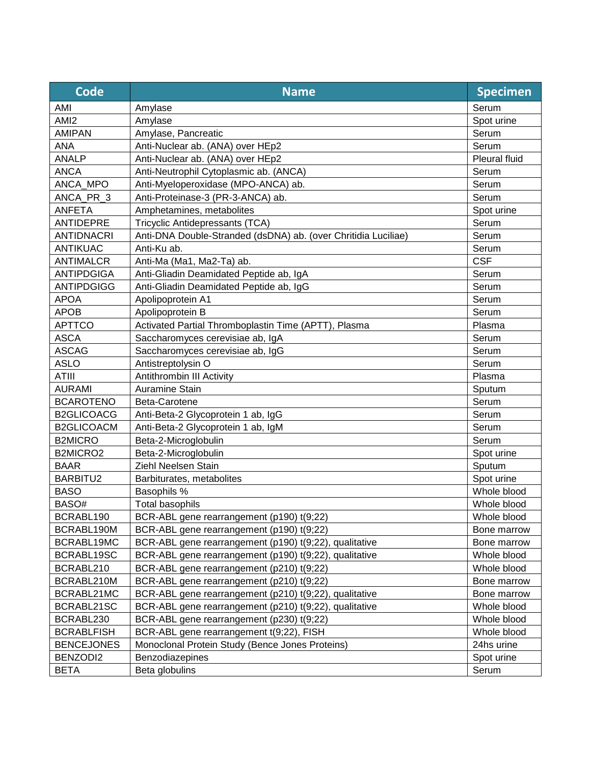| Code | Name | Specimen |
|---|---|---|
| AMI | Amylase | Serum |
| AMI2 | Amylase | Spot urine |
| AMIPAN | Amylase, Pancreatic | Serum |
| ANA | Anti-Nuclear ab. (ANA) over HEp2 | Serum |
| ANALP | Anti-Nuclear ab. (ANA) over HEp2 | Pleural fluid |
| ANCA | Anti-Neutrophil Cytoplasmic ab. (ANCA) | Serum |
| ANCA_MPO | Anti-Myeloperoxidase (MPO-ANCA) ab. | Serum |
| ANCA_PR_3 | Anti-Proteinase-3 (PR-3-ANCA) ab. | Serum |
| ANFETA | Amphetamines, metabolites | Spot urine |
| ANTIDEPRE | Tricyclic Antidepressants (TCA) | Serum |
| ANTIDNACRI | Anti-DNA Double-Stranded (dsDNA) ab. (over Chritidia Luciliae) | Serum |
| ANTIKUAC | Anti-Ku ab. | Serum |
| ANTIMALCR | Anti-Ma (Ma1, Ma2-Ta) ab. | CSF |
| ANTIPDGIGA | Anti-Gliadin Deamidated Peptide ab, IgA | Serum |
| ANTIPDGIGG | Anti-Gliadin Deamidated Peptide ab, IgG | Serum |
| APOA | Apolipoprotein A1 | Serum |
| APOB | Apolipoprotein B | Serum |
| APTTCO | Activated Partial Thromboplastin Time (APTT), Plasma | Plasma |
| ASCA | Saccharomyces cerevisiae ab, IgA | Serum |
| ASCAG | Saccharomyces cerevisiae ab, IgG | Serum |
| ASLO | Antistreptolysin O | Serum |
| ATIII | Antithrombin III Activity | Plasma |
| AURAMI | Auramine Stain | Sputum |
| BCAROTENO | Beta-Carotene | Serum |
| B2GLICOACG | Anti-Beta-2 Glycoprotein 1 ab, IgG | Serum |
| B2GLICOACM | Anti-Beta-2 Glycoprotein 1 ab, IgM | Serum |
| B2MICRO | Beta-2-Microglobulin | Serum |
| B2MICRO2 | Beta-2-Microglobulin | Spot urine |
| BAAR | Ziehl Neelsen Stain | Sputum |
| BARBITU2 | Barbiturates, metabolites | Spot urine |
| BASO | Basophils % | Whole blood |
| BASO# | Total basophils | Whole blood |
| BCRABL190 | BCR-ABL gene rearrangement (p190) t(9;22) | Whole blood |
| BCRABL190M | BCR-ABL gene rearrangement (p190) t(9;22) | Bone marrow |
| BCRABL19MC | BCR-ABL gene rearrangement (p190) t(9;22), qualitative | Bone marrow |
| BCRABL19SC | BCR-ABL gene rearrangement (p190) t(9;22), qualitative | Whole blood |
| BCRABL210 | BCR-ABL gene rearrangement (p210) t(9;22) | Whole blood |
| BCRABL210M | BCR-ABL gene rearrangement (p210) t(9;22) | Bone marrow |
| BCRABL21MC | BCR-ABL gene rearrangement (p210) t(9;22), qualitative | Bone marrow |
| BCRABL21SC | BCR-ABL gene rearrangement (p210) t(9;22), qualitative | Whole blood |
| BCRABL230 | BCR-ABL gene rearrangement (p230) t(9;22) | Whole blood |
| BCRABLFISH | BCR-ABL gene rearrangement t(9;22), FISH | Whole blood |
| BENCEJONES | Monoclonal Protein Study (Bence Jones Proteins) | 24hs urine |
| BENZODI2 | Benzodiazepines | Spot urine |
| BETA | Beta globulins | Serum |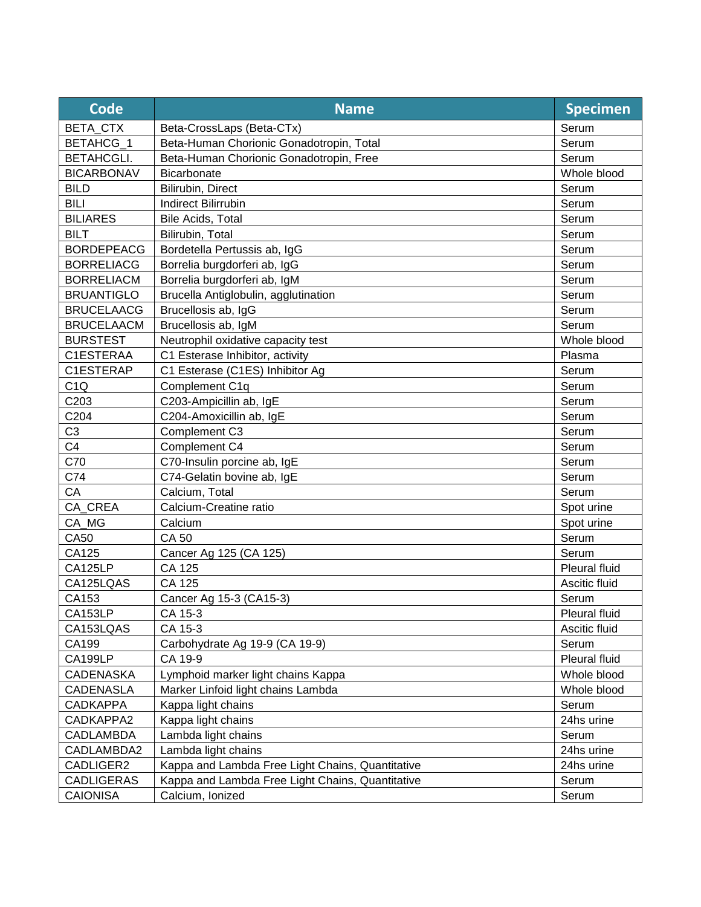| Code | Name | Specimen |
| --- | --- | --- |
| BETA_CTX | Beta-CrossLaps (Beta-CTx) | Serum |
| BETAHCG_1 | Beta-Human Chorionic Gonadotropin, Total | Serum |
| BETAHCGLI. | Beta-Human Chorionic Gonadotropin, Free | Serum |
| BICARBONAV | Bicarbonate | Whole blood |
| BILD | Bilirubin, Direct | Serum |
| BILI | Indirect Bilirrubin | Serum |
| BILIARES | Bile Acids, Total | Serum |
| BILT | Bilirubin, Total | Serum |
| BORDEPEACG | Bordetella Pertussis ab, IgG | Serum |
| BORRELIACG | Borrelia burgdorferi ab, IgG | Serum |
| BORRELIACM | Borrelia burgdorferi ab, IgM | Serum |
| BRUANTIGLO | Brucella Antiglobulin, agglutination | Serum |
| BRUCELAACG | Brucellosis ab, IgG | Serum |
| BRUCELAACM | Brucellosis ab, IgM | Serum |
| BURSTEST | Neutrophil oxidative capacity test | Whole blood |
| C1ESTERAA | C1 Esterase Inhibitor, activity | Plasma |
| C1ESTERAP | C1 Esterase (C1ES) Inhibitor Ag | Serum |
| C1Q | Complement C1q | Serum |
| C203 | C203-Ampicillin ab, IgE | Serum |
| C204 | C204-Amoxicillin ab, IgE | Serum |
| C3 | Complement C3 | Serum |
| C4 | Complement C4 | Serum |
| C70 | C70-Insulin porcine ab, IgE | Serum |
| C74 | C74-Gelatin bovine ab, IgE | Serum |
| CA | Calcium, Total | Serum |
| CA_CREA | Calcium-Creatine ratio | Spot urine |
| CA_MG | Calcium | Spot urine |
| CA50 | CA 50 | Serum |
| CA125 | Cancer Ag 125 (CA 125) | Serum |
| CA125LP | CA 125 | Pleural fluid |
| CA125LQAS | CA 125 | Ascitic fluid |
| CA153 | Cancer Ag 15-3 (CA15-3) | Serum |
| CA153LP | CA 15-3 | Pleural fluid |
| CA153LQAS | CA 15-3 | Ascitic fluid |
| CA199 | Carbohydrate Ag 19-9 (CA 19-9) | Serum |
| CA199LP | CA 19-9 | Pleural fluid |
| CADENASKA | Lymphoid marker light chains Kappa | Whole blood |
| CADENASLA | Marker Linfoid light chains Lambda | Whole blood |
| CADKAPPA | Kappa light chains | Serum |
| CADKAPPA2 | Kappa light chains | 24hs urine |
| CADLAMBDA | Lambda light chains | Serum |
| CADLAMBDA2 | Lambda light chains | 24hs urine |
| CADLIGER2 | Kappa and Lambda Free Light Chains, Quantitative | 24hs urine |
| CADLIGERAS | Kappa and Lambda Free Light Chains, Quantitative | Serum |
| CAIONISA | Calcium, Ionized | Serum |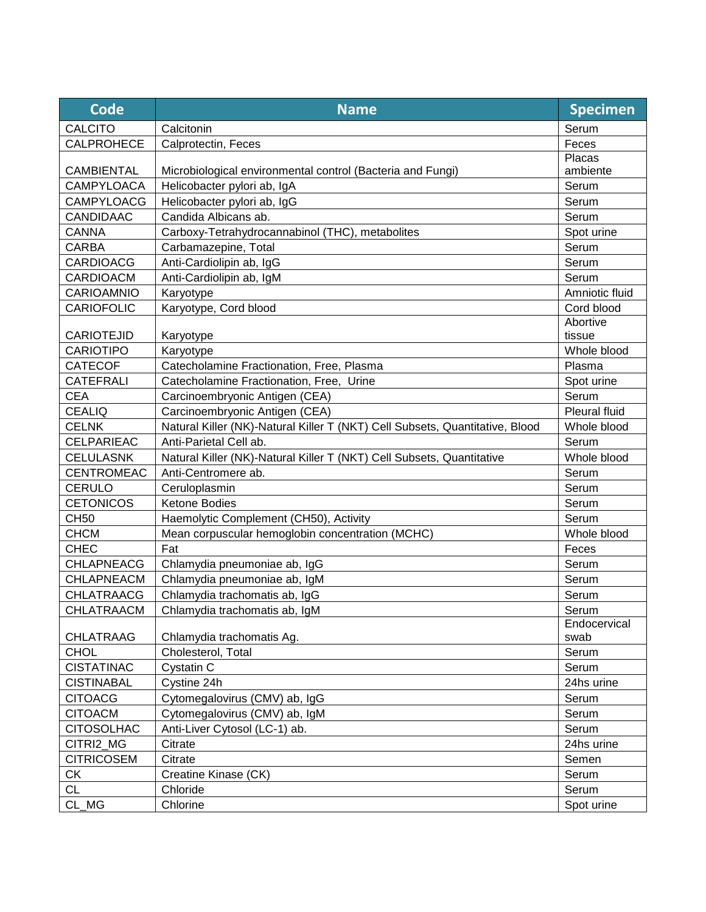| Code | Name | Specimen |
| --- | --- | --- |
| CALCITO | Calcitonin | Serum |
| CALPROHECE | Calprotectin, Feces | Feces |
| CAMBIENTAL | Microbiological environmental control (Bacteria and Fungi) | Placas ambiente |
| CAMPYLOACA | Helicobacter pylori ab, IgA | Serum |
| CAMPYLOACG | Helicobacter pylori ab, IgG | Serum |
| CANDIDAAC | Candida Albicans ab. | Serum |
| CANNA | Carboxy-Tetrahydrocannabinol (THC), metabolites | Spot urine |
| CARBA | Carbamazepine, Total | Serum |
| CARDIOACG | Anti-Cardiolipin ab, IgG | Serum |
| CARDIOACM | Anti-Cardiolipin ab, IgM | Serum |
| CARIOAMNIO | Karyotype | Amniotic fluid |
| CARIOFOLIC | Karyotype, Cord blood | Cord blood |
| CARIOTEJID | Karyotype | Abortive tissue |
| CARIOTIPO | Karyotype | Whole blood |
| CATECOF | Catecholamine Fractionation, Free, Plasma | Plasma |
| CATEFRALI | Catecholamine Fractionation, Free, Urine | Spot urine |
| CEA | Carcinoembryonic Antigen (CEA) | Serum |
| CEALIQ | Carcinoembryonic Antigen (CEA) | Pleural fluid |
| CELNK | Natural Killer (NK)-Natural Killer T (NKT) Cell Subsets, Quantitative, Blood | Whole blood |
| CELPARIEAC | Anti-Parietal Cell ab. | Serum |
| CELULASNK | Natural Killer (NK)-Natural Killer T (NKT) Cell Subsets, Quantitative | Whole blood |
| CENTROMEAC | Anti-Centromere ab. | Serum |
| CERULO | Ceruloplasmin | Serum |
| CETONICOS | Ketone Bodies | Serum |
| CH50 | Haemolytic Complement (CH50), Activity | Serum |
| CHCM | Mean corpuscular hemoglobin concentration (MCHC) | Whole blood |
| CHEC | Fat | Feces |
| CHLAPNEACG | Chlamydia pneumoniae ab, IgG | Serum |
| CHLAPNEACM | Chlamydia pneumoniae ab, IgM | Serum |
| CHLATRAACG | Chlamydia trachomatis ab, IgG | Serum |
| CHLATRAACM | Chlamydia trachomatis ab, IgM | Serum |
| CHLATRAAG | Chlamydia trachomatis Ag. | Endocervical swab |
| CHOL | Cholesterol, Total | Serum |
| CISTATINAC | Cystatin C | Serum |
| CISTINABAL | Cystine 24h | 24hs urine |
| CITOACG | Cytomegalovirus (CMV) ab, IgG | Serum |
| CITOACM | Cytomegalovirus (CMV) ab, IgM | Serum |
| CITOSOLHAC | Anti-Liver Cytosol (LC-1) ab. | Serum |
| CITRI2_MG | Citrate | 24hs urine |
| CITRICOSEM | Citrate | Semen |
| CK | Creatine Kinase (CK) | Serum |
| CL | Chloride | Serum |
| CL_MG | Chlorine | Spot urine |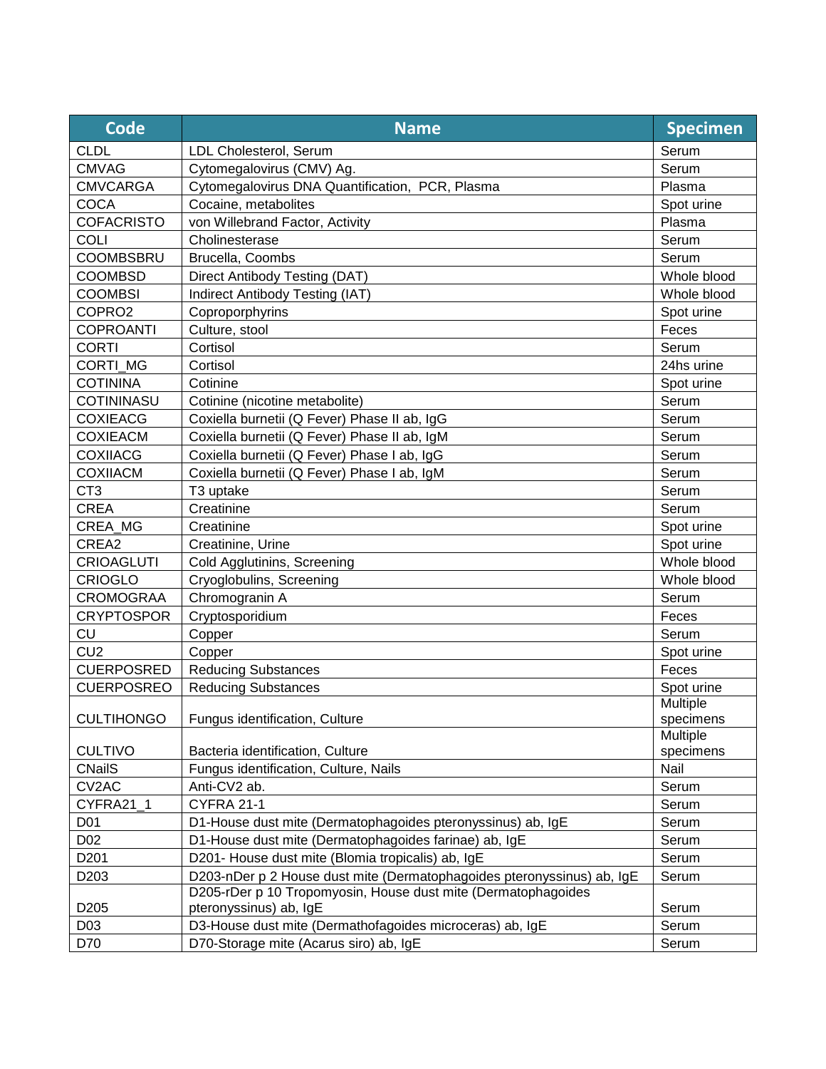| Code | Name | Specimen |
|---|---|---|
| CLDL | LDL Cholesterol, Serum | Serum |
| CMVAG | Cytomegalovirus (CMV) Ag. | Serum |
| CMVCARGA | Cytomegalovirus DNA Quantification, PCR, Plasma | Plasma |
| COCA | Cocaine, metabolites | Spot urine |
| COFACRISTO | von Willebrand Factor, Activity | Plasma |
| COLI | Cholinesterase | Serum |
| COOMBSBRU | Brucella, Coombs | Serum |
| COOMBSD | Direct Antibody Testing (DAT) | Whole blood |
| COOMBSI | Indirect Antibody Testing (IAT) | Whole blood |
| COPRO2 | Coproporphyrins | Spot urine |
| COPROANTI | Culture, stool | Feces |
| CORTI | Cortisol | Serum |
| CORTI_MG | Cortisol | 24hs urine |
| COTININA | Cotinine | Spot urine |
| COTININASU | Cotinine (nicotine metabolite) | Serum |
| COXIEACG | Coxiella burnetii (Q Fever) Phase II ab, IgG | Serum |
| COXIEACM | Coxiella burnetii (Q Fever) Phase II ab, IgM | Serum |
| COXIIACG | Coxiella burnetii (Q Fever) Phase I ab, IgG | Serum |
| COXIIACM | Coxiella burnetii (Q Fever) Phase I ab, IgM | Serum |
| CT3 | T3 uptake | Serum |
| CREA | Creatinine | Serum |
| CREA_MG | Creatinine | Spot urine |
| CREA2 | Creatinine, Urine | Spot urine |
| CRIOAGLUTI | Cold Agglutinins, Screening | Whole blood |
| CRIOGLO | Cryoglobulins, Screening | Whole blood |
| CROMOGRAA | Chromogranin A | Serum |
| CRYPTOSPOR | Cryptosporidium | Feces |
| CU | Copper | Serum |
| CU2 | Copper | Spot urine |
| CUERPOSRED | Reducing Substances | Feces |
| CUERPOSREO | Reducing Substances | Spot urine |
| CULTIHONGO | Fungus identification, Culture | Multiple specimens |
| CULTIVO | Bacteria identification, Culture | Multiple specimens |
| CNailS | Fungus identification, Culture, Nails | Nail |
| CV2AC | Anti-CV2 ab. | Serum |
| CYFRA21_1 | CYFRA 21-1 | Serum |
| D01 | D1-House dust mite (Dermatophagoides pteronyssinus) ab, IgE | Serum |
| D02 | D1-House dust mite (Dermatophagoides farinae) ab, IgE | Serum |
| D201 | D201- House dust mite (Blomia tropicalis) ab, IgE | Serum |
| D203 | D203-nDer p 2 House dust mite (Dermatophagoides pteronyssinus) ab, IgE | Serum |
| D205 | D205-rDer p 10 Tropomyosin, House dust mite (Dermatophagoides pteronyssinus) ab, IgE | Serum |
| D03 | D3-House dust mite (Dermathofagoides microceras) ab, IgE | Serum |
| D70 | D70-Storage mite (Acarus siro) ab, IgE | Serum |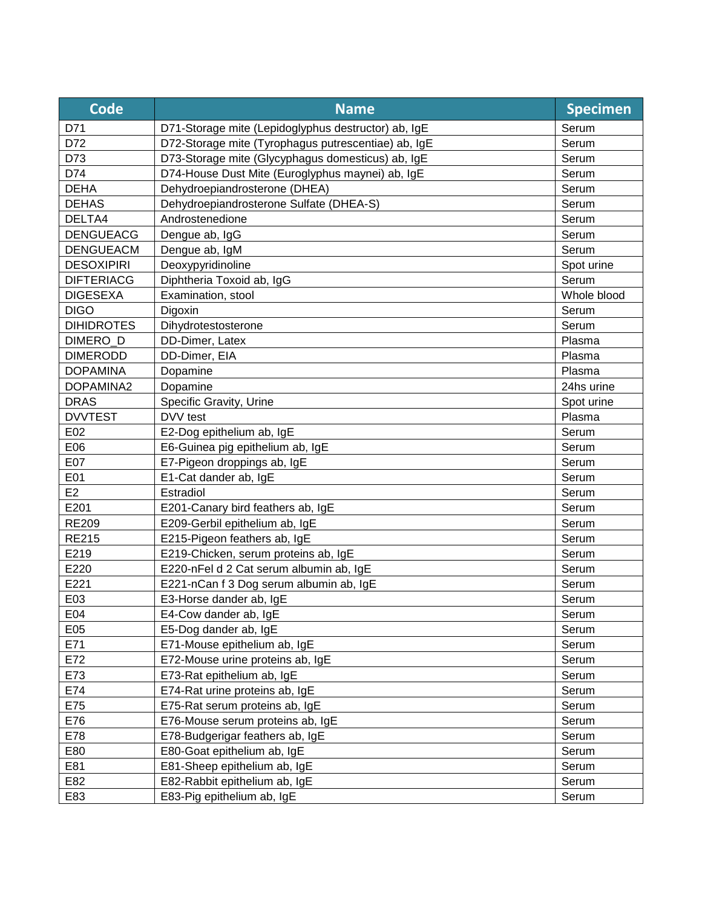| Code | Name | Specimen |
|---|---|---|
| D71 | D71-Storage mite (Lepidoglyphus destructor) ab, IgE | Serum |
| D72 | D72-Storage mite (Tyrophagus putrescentiae) ab, IgE | Serum |
| D73 | D73-Storage mite (Glycyphagus domesticus) ab, IgE | Serum |
| D74 | D74-House Dust Mite (Euroglyphus maynei) ab, IgE | Serum |
| DEHA | Dehydroepiandrosterone (DHEA) | Serum |
| DEHAS | Dehydroepiandrosterone Sulfate (DHEA-S) | Serum |
| DELTA4 | Androstenedione | Serum |
| DENGUEACG | Dengue ab, IgG | Serum |
| DENGUEACM | Dengue ab, IgM | Serum |
| DESOXIPIRI | Deoxypyridinoline | Spot urine |
| DIFTERIACG | Diphtheria Toxoid ab, IgG | Serum |
| DIGESEXA | Examination, stool | Whole blood |
| DIGO | Digoxin | Serum |
| DIHIDROTES | Dihydrotestosterone | Serum |
| DIMERO_D | DD-Dimer, Latex | Plasma |
| DIMERODD | DD-Dimer, EIA | Plasma |
| DOPAMINA | Dopamine | Plasma |
| DOPAMINA2 | Dopamine | 24hs urine |
| DRAS | Specific Gravity, Urine | Spot urine |
| DVVTEST | DVV test | Plasma |
| E02 | E2-Dog epithelium ab, IgE | Serum |
| E06 | E6-Guinea pig epithelium ab, IgE | Serum |
| E07 | E7-Pigeon droppings ab, IgE | Serum |
| E01 | E1-Cat dander ab, IgE | Serum |
| E2 | Estradiol | Serum |
| E201 | E201-Canary bird feathers ab, IgE | Serum |
| RE209 | E209-Gerbil epithelium ab, IgE | Serum |
| RE215 | E215-Pigeon feathers ab, IgE | Serum |
| E219 | E219-Chicken, serum proteins ab, IgE | Serum |
| E220 | E220-nFel d 2 Cat serum albumin ab, IgE | Serum |
| E221 | E221-nCan f 3 Dog serum albumin ab, IgE | Serum |
| E03 | E3-Horse dander ab, IgE | Serum |
| E04 | E4-Cow dander ab, IgE | Serum |
| E05 | E5-Dog dander ab, IgE | Serum |
| E71 | E71-Mouse epithelium ab, IgE | Serum |
| E72 | E72-Mouse urine proteins ab, IgE | Serum |
| E73 | E73-Rat epithelium ab, IgE | Serum |
| E74 | E74-Rat urine proteins ab, IgE | Serum |
| E75 | E75-Rat serum proteins ab, IgE | Serum |
| E76 | E76-Mouse serum proteins ab, IgE | Serum |
| E78 | E78-Budgerigar feathers ab, IgE | Serum |
| E80 | E80-Goat epithelium ab, IgE | Serum |
| E81 | E81-Sheep epithelium ab, IgE | Serum |
| E82 | E82-Rabbit epithelium ab, IgE | Serum |
| E83 | E83-Pig epithelium ab, IgE | Serum |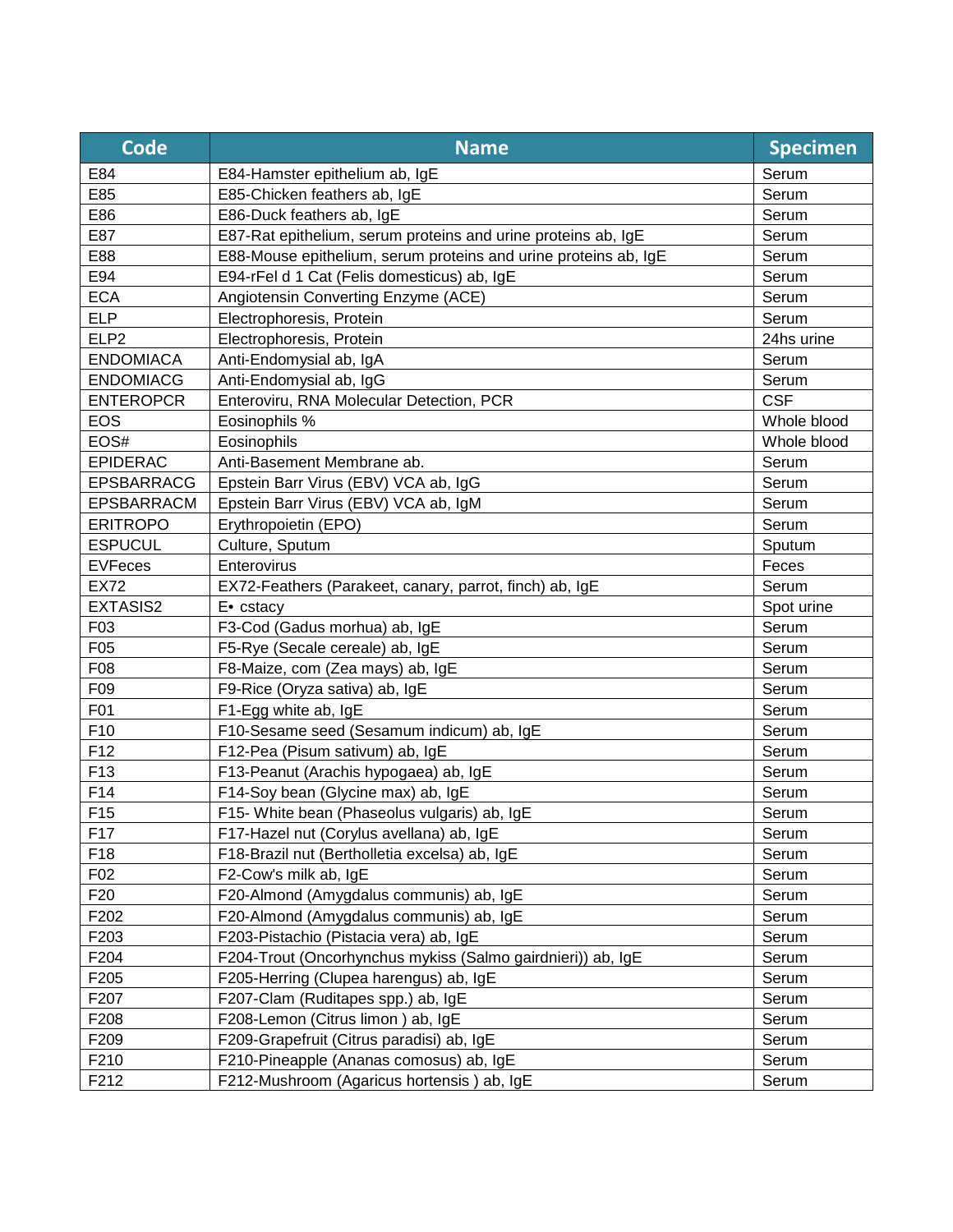| Code | Name | Specimen |
|---|---|---|
| E84 | E84-Hamster epithelium ab, IgE | Serum |
| E85 | E85-Chicken feathers ab, IgE | Serum |
| E86 | E86-Duck feathers ab, IgE | Serum |
| E87 | E87-Rat epithelium, serum proteins and urine proteins ab, IgE | Serum |
| E88 | E88-Mouse epithelium, serum proteins and urine proteins ab, IgE | Serum |
| E94 | E94-rFel d 1 Cat (Felis domesticus) ab, IgE | Serum |
| ECA | Angiotensin Converting Enzyme (ACE) | Serum |
| ELP | Electrophoresis, Protein | Serum |
| ELP2 | Electrophoresis, Protein | 24hs urine |
| ENDOMIACA | Anti-Endomysial ab, IgA | Serum |
| ENDOMIACG | Anti-Endomysial ab, IgG | Serum |
| ENTEROPCR | Enteroviru, RNA Molecular Detection, PCR | CSF |
| EOS | Eosinophils % | Whole blood |
| EOS# | Eosinophils | Whole blood |
| EPIDERAC | Anti-Basement Membrane ab. | Serum |
| EPSBARRACG | Epstein Barr Virus (EBV) VCA ab, IgG | Serum |
| EPSBARRACM | Epstein Barr Virus (EBV) VCA ab, IgM | Serum |
| ERITROPO | Erythropoietin (EPO) | Serum |
| ESPUCUL | Culture, Sputum | Sputum |
| EVFeces | Enterovirus | Feces |
| EX72 | EX72-Feathers (Parakeet, canary, parrot, finch) ab, IgE | Serum |
| EXTASIS2 | E• cstacy | Spot urine |
| F03 | F3-Cod (Gadus morhua) ab, IgE | Serum |
| F05 | F5-Rye (Secale cereale) ab, IgE | Serum |
| F08 | F8-Maize, com (Zea mays) ab, IgE | Serum |
| F09 | F9-Rice (Oryza sativa) ab, IgE | Serum |
| F01 | F1-Egg white ab, IgE | Serum |
| F10 | F10-Sesame seed (Sesamum indicum) ab, IgE | Serum |
| F12 | F12-Pea (Pisum sativum) ab, IgE | Serum |
| F13 | F13-Peanut (Arachis hypogaea) ab, IgE | Serum |
| F14 | F14-Soy bean (Glycine max) ab, IgE | Serum |
| F15 | F15- White bean (Phaseolus vulgaris) ab, IgE | Serum |
| F17 | F17-Hazel nut (Corylus avellana) ab, IgE | Serum |
| F18 | F18-Brazil nut (Bertholletia excelsa) ab, IgE | Serum |
| F02 | F2-Cow's milk ab, IgE | Serum |
| F20 | F20-Almond (Amygdalus communis) ab, IgE | Serum |
| F202 | F20-Almond (Amygdalus communis) ab, IgE | Serum |
| F203 | F203-Pistachio (Pistacia vera) ab, IgE | Serum |
| F204 | F204-Trout (Oncorhynchus mykiss (Salmo gairdnieri)) ab, IgE | Serum |
| F205 | F205-Herring (Clupea harengus) ab, IgE | Serum |
| F207 | F207-Clam (Ruditapes spp.) ab, IgE | Serum |
| F208 | F208-Lemon (Citrus limon ) ab, IgE | Serum |
| F209 | F209-Grapefruit (Citrus paradisi) ab, IgE | Serum |
| F210 | F210-Pineapple (Ananas comosus) ab, IgE | Serum |
| F212 | F212-Mushroom (Agaricus hortensis ) ab, IgE | Serum |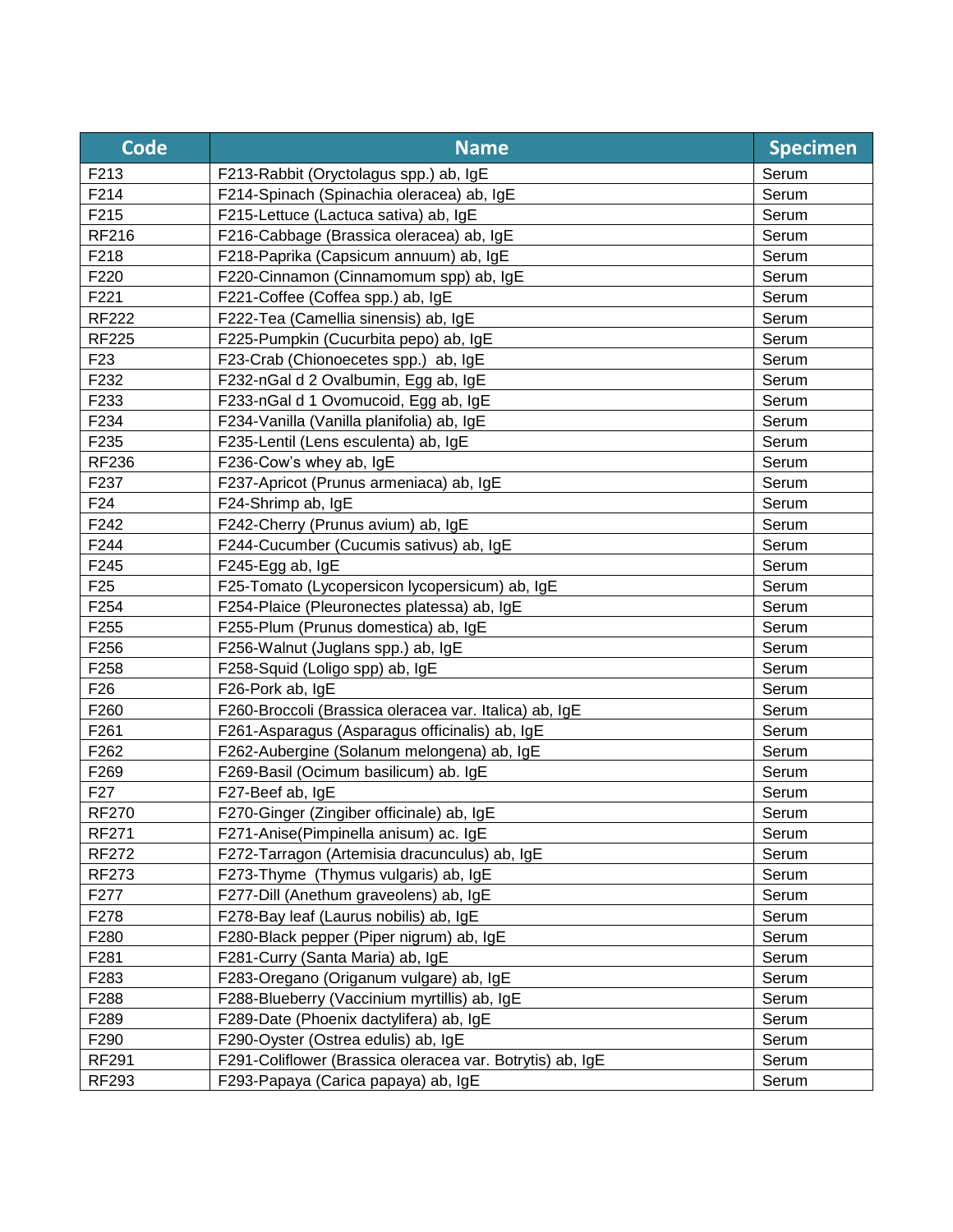| Code | Name | Specimen |
|---|---|---|
| F213 | F213-Rabbit (Oryctolagus spp.) ab, IgE | Serum |
| F214 | F214-Spinach (Spinachia oleracea) ab, IgE | Serum |
| F215 | F215-Lettuce (Lactuca sativa) ab, IgE | Serum |
| RF216 | F216-Cabbage (Brassica oleracea) ab, IgE | Serum |
| F218 | F218-Paprika (Capsicum annuum) ab, IgE | Serum |
| F220 | F220-Cinnamon (Cinnamomum spp) ab, IgE | Serum |
| F221 | F221-Coffee (Coffea spp.) ab, IgE | Serum |
| RF222 | F222-Tea (Camellia sinensis) ab, IgE | Serum |
| RF225 | F225-Pumpkin (Cucurbita pepo) ab, IgE | Serum |
| F23 | F23-Crab (Chionoecetes spp.)  ab, IgE | Serum |
| F232 | F232-nGal d 2 Ovalbumin, Egg ab, IgE | Serum |
| F233 | F233-nGal d 1 Ovomucoid, Egg ab, IgE | Serum |
| F234 | F234-Vanilla (Vanilla planifolia) ab, IgE | Serum |
| F235 | F235-Lentil (Lens esculenta) ab, IgE | Serum |
| RF236 | F236-Cow's whey ab, IgE | Serum |
| F237 | F237-Apricot (Prunus armeniaca) ab, IgE | Serum |
| F24 | F24-Shrimp ab, IgE | Serum |
| F242 | F242-Cherry (Prunus avium) ab, IgE | Serum |
| F244 | F244-Cucumber (Cucumis sativus) ab, IgE | Serum |
| F245 | F245-Egg ab, IgE | Serum |
| F25 | F25-Tomato (Lycopersicon lycopersicum) ab, IgE | Serum |
| F254 | F254-Plaice (Pleuronectes platessa) ab, IgE | Serum |
| F255 | F255-Plum (Prunus domestica) ab, IgE | Serum |
| F256 | F256-Walnut (Juglans spp.) ab, IgE | Serum |
| F258 | F258-Squid (Loligo spp) ab, IgE | Serum |
| F26 | F26-Pork ab, IgE | Serum |
| F260 | F260-Broccoli (Brassica oleracea var. Italica) ab, IgE | Serum |
| F261 | F261-Asparagus (Asparagus officinalis) ab, IgE | Serum |
| F262 | F262-Aubergine (Solanum melongena) ab, IgE | Serum |
| F269 | F269-Basil (Ocimum basilicum) ab. IgE | Serum |
| F27 | F27-Beef ab, IgE | Serum |
| RF270 | F270-Ginger (Zingiber officinale) ab, IgE | Serum |
| RF271 | F271-Anise(Pimpinella anisum) ac. IgE | Serum |
| RF272 | F272-Tarragon (Artemisia dracunculus) ab, IgE | Serum |
| RF273 | F273-Thyme  (Thymus vulgaris) ab, IgE | Serum |
| F277 | F277-Dill (Anethum graveolens) ab, IgE | Serum |
| F278 | F278-Bay leaf (Laurus nobilis) ab, IgE | Serum |
| F280 | F280-Black pepper (Piper nigrum) ab, IgE | Serum |
| F281 | F281-Curry (Santa Maria) ab, IgE | Serum |
| F283 | F283-Oregano (Origanum vulgare) ab, IgE | Serum |
| F288 | F288-Blueberry (Vaccinium myrtillis) ab, IgE | Serum |
| F289 | F289-Date (Phoenix dactylifera) ab, IgE | Serum |
| F290 | F290-Oyster (Ostrea edulis) ab, IgE | Serum |
| RF291 | F291-Coliflower (Brassica oleracea var. Botrytis) ab, IgE | Serum |
| RF293 | F293-Papaya (Carica papaya) ab, IgE | Serum |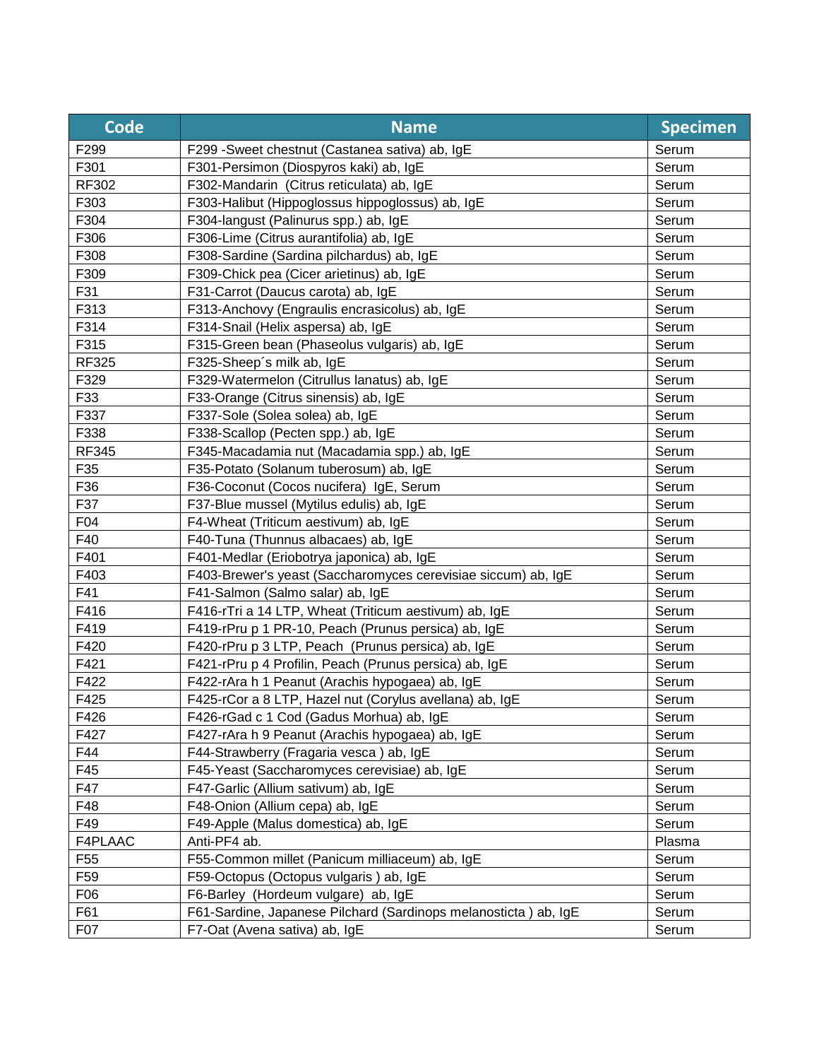| Code | Name | Specimen |
|---|---|---|
| F299 | F299 -Sweet chestnut (Castanea sativa) ab, IgE | Serum |
| F301 | F301-Persimon (Diospyros kaki) ab, IgE | Serum |
| RF302 | F302-Mandarin  (Citrus reticulata) ab, IgE | Serum |
| F303 | F303-Halibut (Hippoglossus hippoglossus) ab, IgE | Serum |
| F304 | F304-langust (Palinurus spp.) ab, IgE | Serum |
| F306 | F306-Lime (Citrus aurantifolia) ab, IgE | Serum |
| F308 | F308-Sardine (Sardina pilchardus) ab, IgE | Serum |
| F309 | F309-Chick pea (Cicer arietinus) ab, IgE | Serum |
| F31 | F31-Carrot (Daucus carota) ab, IgE | Serum |
| F313 | F313-Anchovy (Engraulis encrasicolus) ab, IgE | Serum |
| F314 | F314-Snail (Helix aspersa) ab, IgE | Serum |
| F315 | F315-Green bean (Phaseolus vulgaris) ab, IgE | Serum |
| RF325 | F325-Sheep´s milk ab, IgE | Serum |
| F329 | F329-Watermelon (Citrullus lanatus) ab, IgE | Serum |
| F33 | F33-Orange (Citrus sinensis) ab, IgE | Serum |
| F337 | F337-Sole (Solea solea) ab, IgE | Serum |
| F338 | F338-Scallop (Pecten spp.) ab, IgE | Serum |
| RF345 | F345-Macadamia nut (Macadamia spp.) ab, IgE | Serum |
| F35 | F35-Potato (Solanum tuberosum) ab, IgE | Serum |
| F36 | F36-Coconut (Cocos nucifera)  IgE, Serum | Serum |
| F37 | F37-Blue mussel (Mytilus edulis) ab, IgE | Serum |
| F04 | F4-Wheat (Triticum aestivum) ab, IgE | Serum |
| F40 | F40-Tuna (Thunnus albacaes) ab, IgE | Serum |
| F401 | F401-Medlar (Eriobotrya japonica) ab, IgE | Serum |
| F403 | F403-Brewer's yeast (Saccharomyces cerevisiae siccum) ab, IgE | Serum |
| F41 | F41-Salmon (Salmo salar) ab, IgE | Serum |
| F416 | F416-rTri a 14 LTP, Wheat (Triticum aestivum) ab, IgE | Serum |
| F419 | F419-rPru p 1 PR-10, Peach (Prunus persica) ab, IgE | Serum |
| F420 | F420-rPru p 3 LTP, Peach  (Prunus persica) ab, IgE | Serum |
| F421 | F421-rPru p 4 Profilin, Peach (Prunus persica) ab, IgE | Serum |
| F422 | F422-rAra h 1 Peanut (Arachis hypogaea) ab, IgE | Serum |
| F425 | F425-rCor a 8 LTP, Hazel nut (Corylus avellana) ab, IgE | Serum |
| F426 | F426-rGad c 1 Cod (Gadus Morhua) ab, IgE | Serum |
| F427 | F427-rAra h 9 Peanut (Arachis hypogaea) ab, IgE | Serum |
| F44 | F44-Strawberry (Fragaria vesca ) ab, IgE | Serum |
| F45 | F45-Yeast (Saccharomyces cerevisiae) ab, IgE | Serum |
| F47 | F47-Garlic (Allium sativum) ab, IgE | Serum |
| F48 | F48-Onion (Allium cepa) ab, IgE | Serum |
| F49 | F49-Apple (Malus domestica) ab, IgE | Serum |
| F4PLAAC | Anti-PF4 ab. | Plasma |
| F55 | F55-Common millet (Panicum milliaceum) ab, IgE | Serum |
| F59 | F59-Octopus (Octopus vulgaris ) ab, IgE | Serum |
| F06 | F6-Barley  (Hordeum vulgare)  ab, IgE | Serum |
| F61 | F61-Sardine, Japanese Pilchard (Sardinops melanosticta ) ab, IgE | Serum |
| F07 | F7-Oat (Avena sativa) ab, IgE | Serum |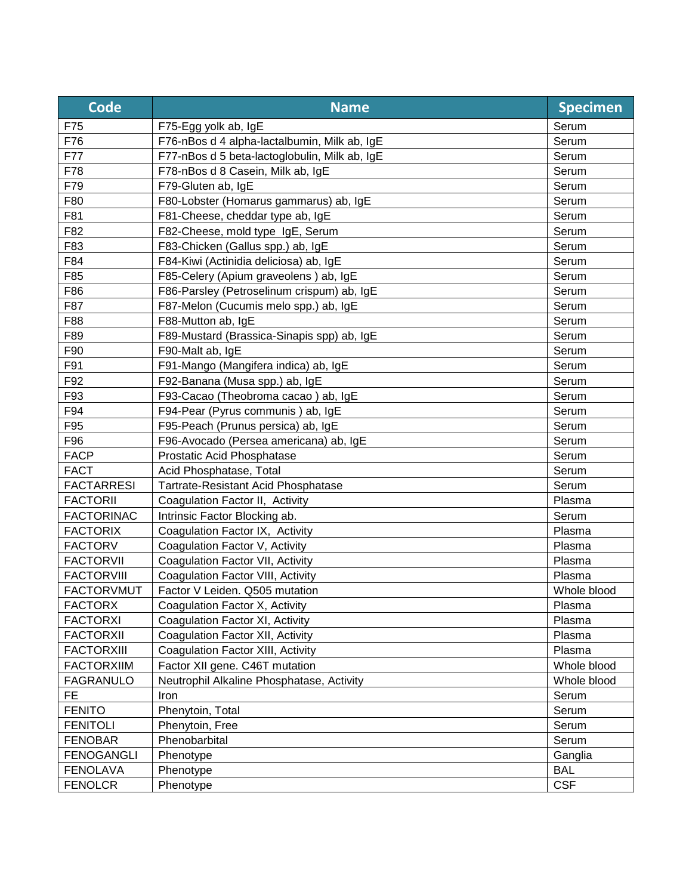| Code | Name | Specimen |
|---|---|---|
| F75 | F75-Egg yolk ab, IgE | Serum |
| F76 | F76-nBos d 4 alpha-lactalbumin, Milk ab, IgE | Serum |
| F77 | F77-nBos d 5 beta-lactoglobulin, Milk ab, IgE | Serum |
| F78 | F78-nBos d 8 Casein, Milk ab, IgE | Serum |
| F79 | F79-Gluten ab, IgE | Serum |
| F80 | F80-Lobster (Homarus gammarus) ab, IgE | Serum |
| F81 | F81-Cheese, cheddar type ab, IgE | Serum |
| F82 | F82-Cheese, mold type IgE, Serum | Serum |
| F83 | F83-Chicken (Gallus spp.) ab, IgE | Serum |
| F84 | F84-Kiwi (Actinidia deliciosa) ab, IgE | Serum |
| F85 | F85-Celery (Apium graveolens ) ab, IgE | Serum |
| F86 | F86-Parsley (Petroselinum crispum) ab, IgE | Serum |
| F87 | F87-Melon (Cucumis melo spp.) ab, IgE | Serum |
| F88 | F88-Mutton ab, IgE | Serum |
| F89 | F89-Mustard (Brassica-Sinapis spp) ab, IgE | Serum |
| F90 | F90-Malt ab, IgE | Serum |
| F91 | F91-Mango (Mangifera indica) ab, IgE | Serum |
| F92 | F92-Banana (Musa spp.) ab, IgE | Serum |
| F93 | F93-Cacao (Theobroma cacao ) ab, IgE | Serum |
| F94 | F94-Pear (Pyrus communis ) ab, IgE | Serum |
| F95 | F95-Peach (Prunus persica) ab, IgE | Serum |
| F96 | F96-Avocado (Persea americana) ab, IgE | Serum |
| FACP | Prostatic Acid Phosphatase | Serum |
| FACT | Acid Phosphatase, Total | Serum |
| FACTARRESI | Tartrate-Resistant Acid Phosphatase | Serum |
| FACTORII | Coagulation Factor II, Activity | Plasma |
| FACTORINAC | Intrinsic Factor Blocking ab. | Serum |
| FACTORIX | Coagulation Factor IX, Activity | Plasma |
| FACTORV | Coagulation Factor V, Activity | Plasma |
| FACTORVII | Coagulation Factor VII, Activity | Plasma |
| FACTORVIII | Coagulation Factor VIII, Activity | Plasma |
| FACTORVMUT | Factor V Leiden. Q505 mutation | Whole blood |
| FACTORX | Coagulation Factor X, Activity | Plasma |
| FACTORXI | Coagulation Factor XI, Activity | Plasma |
| FACTORXII | Coagulation Factor XII, Activity | Plasma |
| FACTORXIII | Coagulation Factor XIII, Activity | Plasma |
| FACTORXIIM | Factor XII gene. C46T mutation | Whole blood |
| FAGRANULO | Neutrophil Alkaline Phosphatase, Activity | Whole blood |
| FE | Iron | Serum |
| FENITO | Phenytoin, Total | Serum |
| FENITOLI | Phenytoin, Free | Serum |
| FENOBAR | Phenobarbital | Serum |
| FENOGANGLI | Phenotype | Ganglia |
| FENOLAVA | Phenotype | BAL |
| FENOLCR | Phenotype | CSF |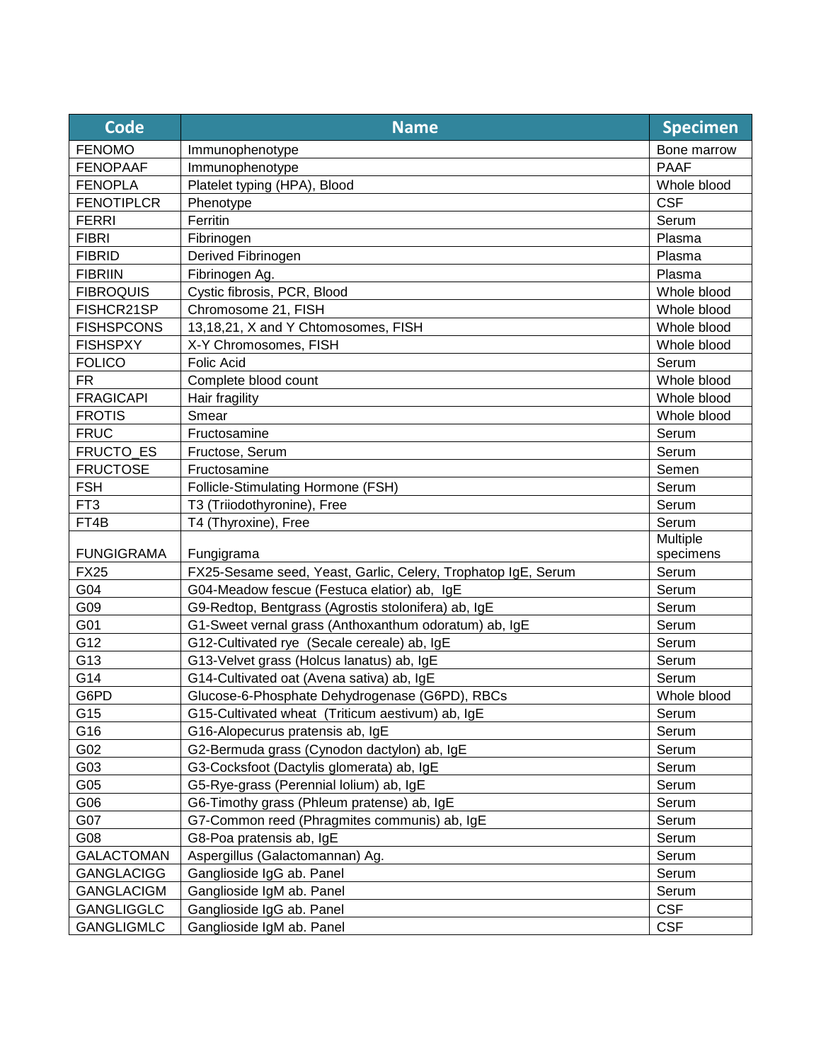| Code | Name | Specimen |
|---|---|---|
| FENOMO | Immunophenotype | Bone marrow |
| FENOPAAF | Immunophenotype | PAAF |
| FENOPLA | Platelet typing (HPA), Blood | Whole blood |
| FENOTIPLCR | Phenotype | CSF |
| FERRI | Ferritin | Serum |
| FIBRI | Fibrinogen | Plasma |
| FIBRID | Derived Fibrinogen | Plasma |
| FIBRIIN | Fibrinogen Ag. | Plasma |
| FIBROQUIS | Cystic fibrosis, PCR, Blood | Whole blood |
| FISHCR21SP | Chromosome 21, FISH | Whole blood |
| FISHSPCONS | 13,18,21, X and Y Chtomosomes, FISH | Whole blood |
| FISHSPXY | X-Y Chromosomes, FISH | Whole blood |
| FOLICO | Folic Acid | Serum |
| FR | Complete blood count | Whole blood |
| FRAGICAPI | Hair fragility | Whole blood |
| FROTIS | Smear | Whole blood |
| FRUC | Fructosamine | Serum |
| FRUCTO_ES | Fructose, Serum | Serum |
| FRUCTOSE | Fructosamine | Semen |
| FSH | Follicle-Stimulating Hormone (FSH) | Serum |
| FT3 | T3 (Triiodothyronine), Free | Serum |
| FT4B | T4 (Thyroxine), Free | Serum |
| FUNGIGRAMA | Fungigrama | Multiple specimens |
| FX25 | FX25-Sesame seed, Yeast, Garlic, Celery, Trophatop IgE, Serum | Serum |
| G04 | G04-Meadow fescue (Festuca elatior) ab, IgE | Serum |
| G09 | G9-Redtop, Bentgrass (Agrostis stolonifera) ab, IgE | Serum |
| G01 | G1-Sweet vernal grass (Anthoxanthum odoratum) ab, IgE | Serum |
| G12 | G12-Cultivated rye (Secale cereale) ab, IgE | Serum |
| G13 | G13-Velvet grass (Holcus lanatus) ab, IgE | Serum |
| G14 | G14-Cultivated oat (Avena sativa) ab, IgE | Serum |
| G6PD | Glucose-6-Phosphate Dehydrogenase (G6PD), RBCs | Whole blood |
| G15 | G15-Cultivated wheat (Triticum aestivum) ab, IgE | Serum |
| G16 | G16-Alopecurus pratensis ab, IgE | Serum |
| G02 | G2-Bermuda grass (Cynodon dactylon) ab, IgE | Serum |
| G03 | G3-Cocksfoot (Dactylis glomerata) ab, IgE | Serum |
| G05 | G5-Rye-grass (Perennial lolium) ab, IgE | Serum |
| G06 | G6-Timothy grass (Phleum pratense) ab, IgE | Serum |
| G07 | G7-Common reed (Phragmites communis) ab, IgE | Serum |
| G08 | G8-Poa pratensis ab, IgE | Serum |
| GALACTOMAN | Aspergillus (Galactomannan) Ag. | Serum |
| GANGLACIGG | Ganglioside IgG ab. Panel | Serum |
| GANGLACIGM | Ganglioside IgM ab. Panel | Serum |
| GANGLIGGLC | Ganglioside IgG ab. Panel | CSF |
| GANGLIGMLC | Ganglioside IgM ab. Panel | CSF |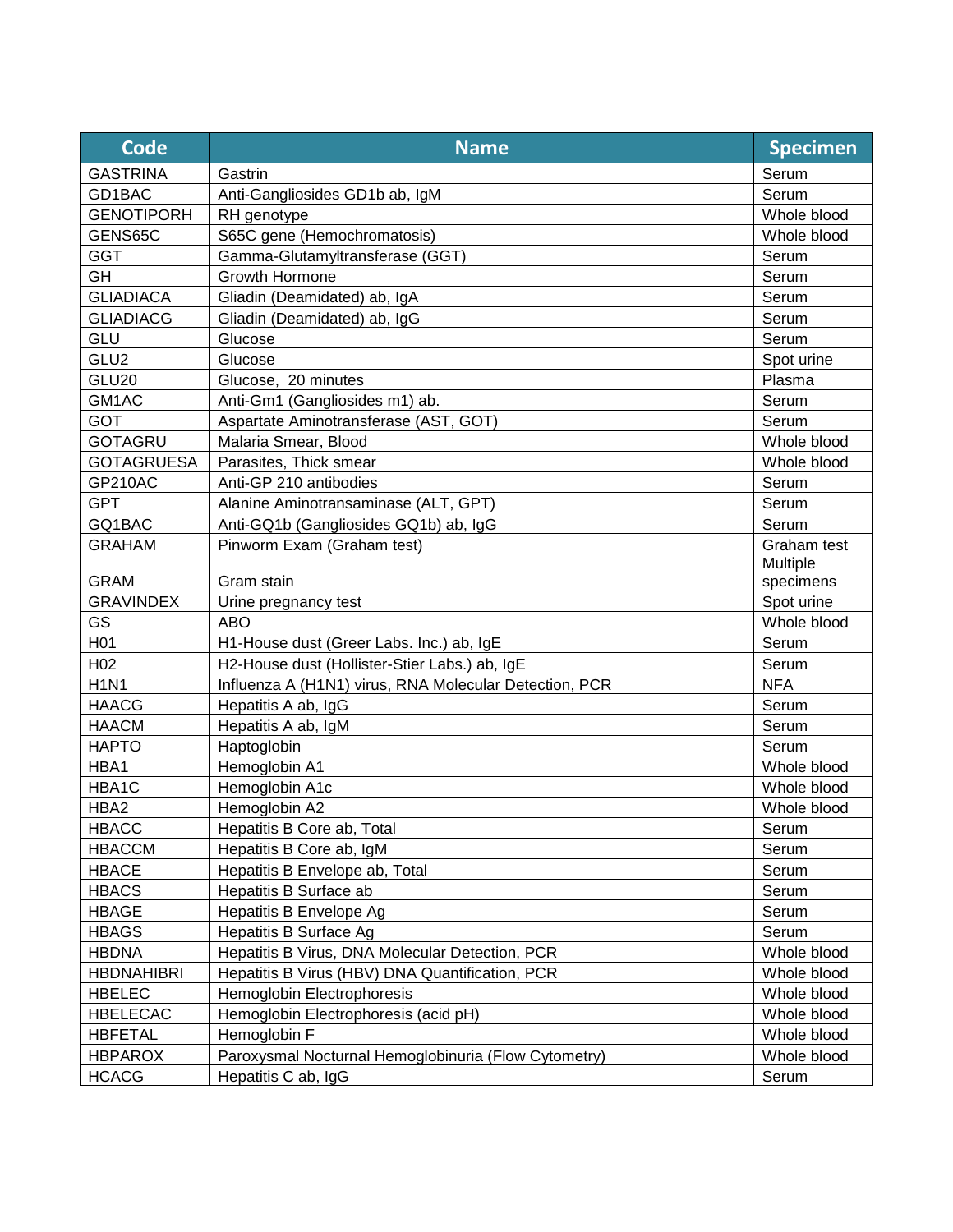| Code | Name | Specimen |
| --- | --- | --- |
| GASTRINA | Gastrin | Serum |
| GD1BAC | Anti-Gangliosides GD1b ab, IgM | Serum |
| GENOTIPORH | RH genotype | Whole blood |
| GENS65C | S65C gene (Hemochromatosis) | Whole blood |
| GGT | Gamma-Glutamyltransferase (GGT) | Serum |
| GH | Growth Hormone | Serum |
| GLIADIACA | Gliadin (Deamidated) ab, IgA | Serum |
| GLIADIACG | Gliadin (Deamidated) ab, IgG | Serum |
| GLU | Glucose | Serum |
| GLU2 | Glucose | Spot urine |
| GLU20 | Glucose, 20 minutes | Plasma |
| GM1AC | Anti-Gm1 (Gangliosides m1) ab. | Serum |
| GOT | Aspartate Aminotransferase (AST, GOT) | Serum |
| GOTAGRU | Malaria Smear, Blood | Whole blood |
| GOTAGRUESA | Parasites, Thick smear | Whole blood |
| GP210AC | Anti-GP 210 antibodies | Serum |
| GPT | Alanine Aminotransaminase (ALT, GPT) | Serum |
| GQ1BAC | Anti-GQ1b (Gangliosides GQ1b) ab, IgG | Serum |
| GRAHAM | Pinworm Exam (Graham test) | Graham test |
| GRAM | Gram stain | Multiple specimens |
| GRAVINDEX | Urine pregnancy test | Spot urine |
| GS | ABO | Whole blood |
| H01 | H1-House dust (Greer Labs. Inc.) ab, IgE | Serum |
| H02 | H2-House dust (Hollister-Stier Labs.) ab, IgE | Serum |
| H1N1 | Influenza A (H1N1) virus, RNA Molecular Detection, PCR | NFA |
| HAACG | Hepatitis A ab, IgG | Serum |
| HAACM | Hepatitis A ab, IgM | Serum |
| HAPTO | Haptoglobin | Serum |
| HBA1 | Hemoglobin A1 | Whole blood |
| HBA1C | Hemoglobin A1c | Whole blood |
| HBA2 | Hemoglobin A2 | Whole blood |
| HBACC | Hepatitis B Core ab, Total | Serum |
| HBACCM | Hepatitis B Core ab, IgM | Serum |
| HBACE | Hepatitis B Envelope ab, Total | Serum |
| HBACS | Hepatitis B Surface ab | Serum |
| HBAGE | Hepatitis B Envelope Ag | Serum |
| HBAGS | Hepatitis B Surface Ag | Serum |
| HBDNA | Hepatitis B Virus, DNA Molecular Detection, PCR | Whole blood |
| HBDNAHIBRI | Hepatitis B Virus (HBV) DNA Quantification, PCR | Whole blood |
| HBELEC | Hemoglobin Electrophoresis | Whole blood |
| HBELECAC | Hemoglobin Electrophoresis (acid pH) | Whole blood |
| HBFETAL | Hemoglobin F | Whole blood |
| HBPAROX | Paroxysmal Nocturnal Hemoglobinuria (Flow Cytometry) | Whole blood |
| HCACG | Hepatitis C ab, IgG | Serum |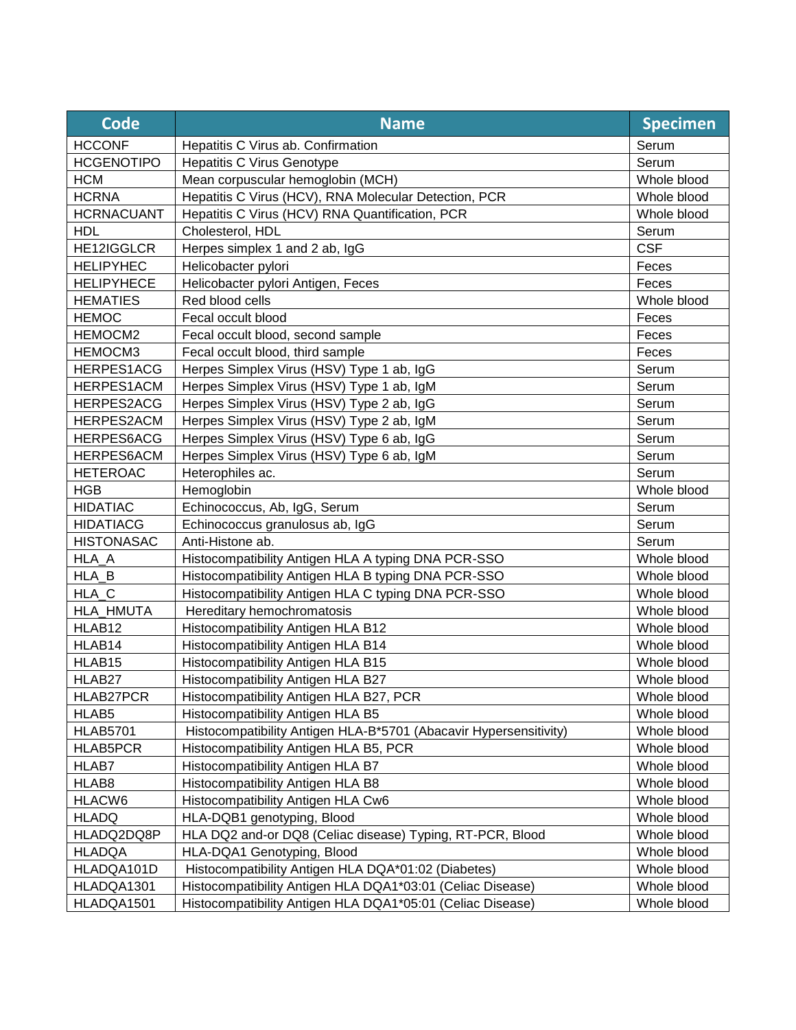| Code | Name | Specimen |
| --- | --- | --- |
| HCCONF | Hepatitis C Virus ab. Confirmation | Serum |
| HCGENOTIPO | Hepatitis C Virus Genotype | Serum |
| HCM | Mean corpuscular hemoglobin (MCH) | Whole blood |
| HCRNA | Hepatitis C Virus (HCV), RNA Molecular Detection, PCR | Whole blood |
| HCRNACUANT | Hepatitis C Virus (HCV) RNA Quantification, PCR | Whole blood |
| HDL | Cholesterol, HDL | Serum |
| HE12IGGLCR | Herpes simplex 1 and 2 ab, IgG | CSF |
| HELIPYHEC | Helicobacter pylori | Feces |
| HELIPYHECE | Helicobacter pylori Antigen, Feces | Feces |
| HEMATIES | Red blood cells | Whole blood |
| HEMOC | Fecal occult blood | Feces |
| HEMOCM2 | Fecal occult blood, second sample | Feces |
| HEMOCM3 | Fecal occult blood, third sample | Feces |
| HERPES1ACG | Herpes Simplex Virus (HSV) Type 1 ab, IgG | Serum |
| HERPES1ACM | Herpes Simplex Virus (HSV) Type 1 ab, IgM | Serum |
| HERPES2ACG | Herpes Simplex Virus (HSV) Type 2 ab, IgG | Serum |
| HERPES2ACM | Herpes Simplex Virus (HSV) Type 2 ab, IgM | Serum |
| HERPES6ACG | Herpes Simplex Virus (HSV) Type 6 ab, IgG | Serum |
| HERPES6ACM | Herpes Simplex Virus (HSV) Type 6 ab, IgM | Serum |
| HETEROAC | Heterophiles ac. | Serum |
| HGB | Hemoglobin | Whole blood |
| HIDATIAC | Echinococcus, Ab, IgG, Serum | Serum |
| HIDATIACG | Echinococcus granulosus ab, IgG | Serum |
| HISTONASAC | Anti-Histone ab. | Serum |
| HLA_A | Histocompatibility Antigen HLA A typing DNA PCR-SSO | Whole blood |
| HLA_B | Histocompatibility Antigen HLA B typing DNA PCR-SSO | Whole blood |
| HLA_C | Histocompatibility Antigen HLA C typing DNA PCR-SSO | Whole blood |
| HLA_HMUTA | Hereditary hemochromatosis | Whole blood |
| HLAB12 | Histocompatibility Antigen HLA B12 | Whole blood |
| HLAB14 | Histocompatibility Antigen HLA B14 | Whole blood |
| HLAB15 | Histocompatibility Antigen HLA B15 | Whole blood |
| HLAB27 | Histocompatibility Antigen HLA B27 | Whole blood |
| HLAB27PCR | Histocompatibility Antigen HLA B27, PCR | Whole blood |
| HLAB5 | Histocompatibility Antigen HLA B5 | Whole blood |
| HLAB5701 | Histocompatibility Antigen HLA-B*5701 (Abacavir Hypersensitivity) | Whole blood |
| HLAB5PCR | Histocompatibility Antigen HLA B5, PCR | Whole blood |
| HLAB7 | Histocompatibility Antigen HLA B7 | Whole blood |
| HLAB8 | Histocompatibility Antigen HLA B8 | Whole blood |
| HLACW6 | Histocompatibility Antigen HLA Cw6 | Whole blood |
| HLADQ | HLA-DQB1 genotyping, Blood | Whole blood |
| HLADQ2DQ8P | HLA DQ2 and-or DQ8 (Celiac disease) Typing, RT-PCR, Blood | Whole blood |
| HLADQA | HLA-DQA1 Genotyping, Blood | Whole blood |
| HLADQA101D | Histocompatibility Antigen HLA DQA*01:02 (Diabetes) | Whole blood |
| HLADQA1301 | Histocompatibility Antigen HLA DQA1*03:01 (Celiac Disease) | Whole blood |
| HLADQA1501 | Histocompatibility Antigen HLA DQA1*05:01 (Celiac Disease) | Whole blood |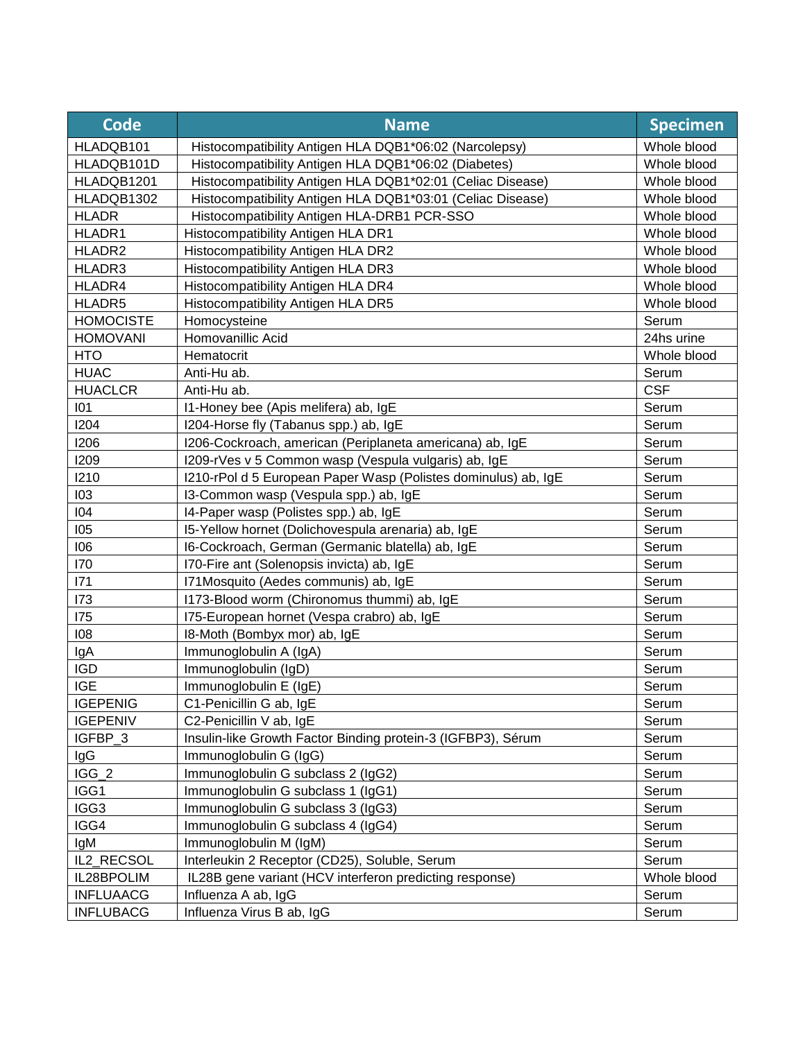| Code | Name | Specimen |
| --- | --- | --- |
| HLADQB101 | Histocompatibility Antigen HLA DQB1*06:02 (Narcolepsy) | Whole blood |
| HLADQB101D | Histocompatibility Antigen HLA DQB1*06:02 (Diabetes) | Whole blood |
| HLADQB1201 | Histocompatibility Antigen HLA DQB1*02:01 (Celiac Disease) | Whole blood |
| HLADQB1302 | Histocompatibility Antigen HLA DQB1*03:01 (Celiac Disease) | Whole blood |
| HLADR | Histocompatibility Antigen HLA-DRB1 PCR-SSO | Whole blood |
| HLADR1 | Histocompatibility Antigen HLA DR1 | Whole blood |
| HLADR2 | Histocompatibility Antigen HLA DR2 | Whole blood |
| HLADR3 | Histocompatibility Antigen HLA DR3 | Whole blood |
| HLADR4 | Histocompatibility Antigen HLA DR4 | Whole blood |
| HLADR5 | Histocompatibility Antigen HLA DR5 | Whole blood |
| HOMOCISTE | Homocysteine | Serum |
| HOMOVANI | Homovanillic Acid | 24hs urine |
| HTO | Hematocrit | Whole blood |
| HUAC | Anti-Hu ab. | Serum |
| HUACLCR | Anti-Hu ab. | CSF |
| I01 | I1-Honey bee (Apis melifera) ab, IgE | Serum |
| I204 | I204-Horse fly (Tabanus spp.) ab, IgE | Serum |
| I206 | I206-Cockroach, american (Periplaneta americana) ab, IgE | Serum |
| I209 | I209-rVes v 5 Common wasp (Vespula vulgaris) ab, IgE | Serum |
| I210 | I210-rPol d 5 European Paper Wasp (Polistes dominulus) ab, IgE | Serum |
| I03 | I3-Common wasp (Vespula spp.) ab, IgE | Serum |
| I04 | I4-Paper wasp (Polistes spp.) ab, IgE | Serum |
| I05 | I5-Yellow hornet (Dolichovespula arenaria) ab, IgE | Serum |
| I06 | I6-Cockroach, German (Germanic blatella) ab, IgE | Serum |
| I70 | I70-Fire ant (Solenopsis invicta) ab, IgE | Serum |
| I71 | I71Mosquito (Aedes communis) ab, IgE | Serum |
| I73 | I173-Blood worm (Chironomus thummi) ab, IgE | Serum |
| I75 | I75-European hornet (Vespa crabro) ab, IgE | Serum |
| I08 | I8-Moth (Bombyx mor) ab, IgE | Serum |
| IgA | Immunoglobulin A (IgA) | Serum |
| IGD | Immunoglobulin (IgD) | Serum |
| IGE | Immunoglobulin E (IgE) | Serum |
| IGEPENIG | C1-Penicillin G ab, IgE | Serum |
| IGEPENIV | C2-Penicillin V ab, IgE | Serum |
| IGFBP_3 | Insulin-like Growth Factor Binding protein-3 (IGFBP3), Sérum | Serum |
| IgG | Immunoglobulin G (IgG) | Serum |
| IGG_2 | Immunoglobulin G subclass 2 (IgG2) | Serum |
| IGG1 | Immunoglobulin G subclass 1 (IgG1) | Serum |
| IGG3 | Immunoglobulin G subclass 3 (IgG3) | Serum |
| IGG4 | Immunoglobulin G subclass 4 (IgG4) | Serum |
| IgM | Immunoglobulin M (IgM) | Serum |
| IL2_RECSOL | Interleukin 2 Receptor (CD25), Soluble, Serum | Serum |
| IL28BPOLIM | IL28B gene variant (HCV interferon predicting response) | Whole blood |
| INFLUAACG | Influenza A ab, IgG | Serum |
| INFLUBACG | Influenza Virus B ab, IgG | Serum |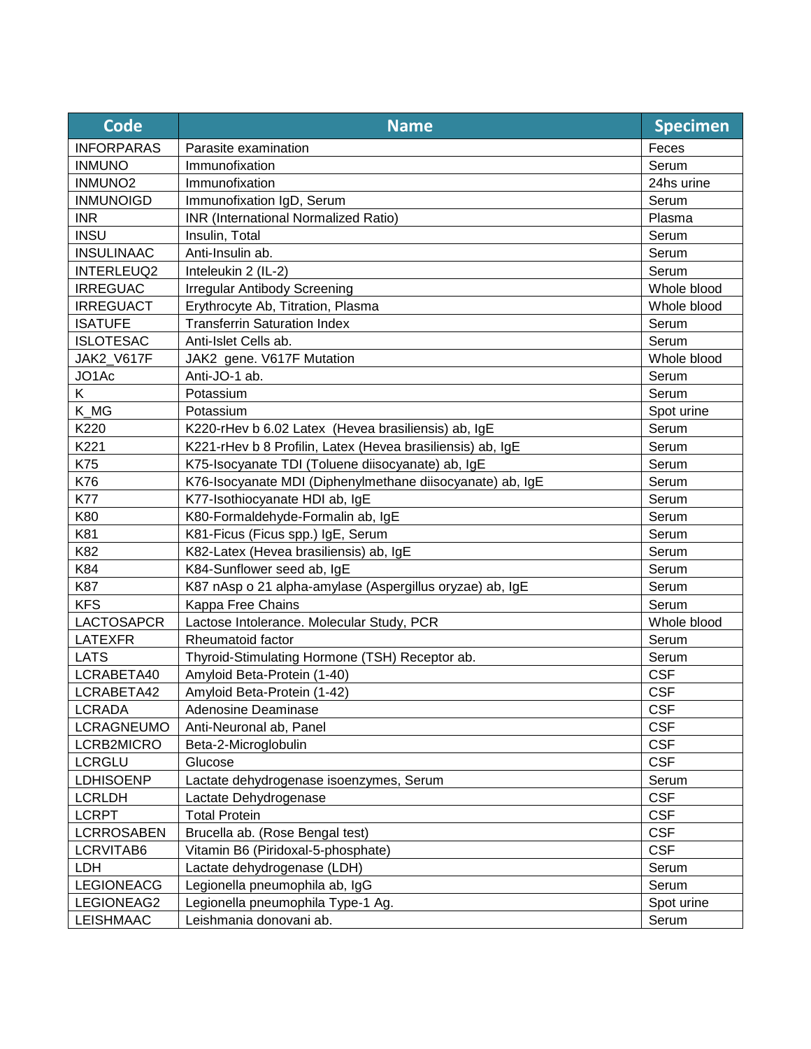| Code | Name | Specimen |
| --- | --- | --- |
| INFORPARAS | Parasite examination | Feces |
| INMUNO | Immunofixation | Serum |
| INMUNO2 | Immunofixation | 24hs urine |
| INMUNOIGD | Immunofixation IgD, Serum | Serum |
| INR | INR (International Normalized Ratio) | Plasma |
| INSU | Insulin, Total | Serum |
| INSULINAAC | Anti-Insulin ab. | Serum |
| INTERLEUQ2 | Inteleukin 2 (IL-2) | Serum |
| IRREGUAC | Irregular Antibody Screening | Whole blood |
| IRREGUACT | Erythrocyte Ab, Titration, Plasma | Whole blood |
| ISATUFE | Transferrin Saturation Index | Serum |
| ISLOTESAC | Anti-Islet Cells ab. | Serum |
| JAK2_V617F | JAK2  gene. V617F Mutation | Whole blood |
| JO1Ac | Anti-JO-1 ab. | Serum |
| K | Potassium | Serum |
| K_MG | Potassium | Spot urine |
| K220 | K220-rHev b 6.02 Latex  (Hevea brasiliensis) ab, IgE | Serum |
| K221 | K221-rHev b 8 Profilin, Latex (Hevea brasiliensis) ab, IgE | Serum |
| K75 | K75-Isocyanate TDI (Toluene diisocyanate) ab, IgE | Serum |
| K76 | K76-Isocyanate MDI (Diphenylmethane diisocyanate) ab, IgE | Serum |
| K77 | K77-Isothiocyanate HDI ab, IgE | Serum |
| K80 | K80-Formaldehyde-Formalin ab, IgE | Serum |
| K81 | K81-Ficus (Ficus spp.) IgE, Serum | Serum |
| K82 | K82-Latex (Hevea brasiliensis) ab, IgE | Serum |
| K84 | K84-Sunflower seed ab, IgE | Serum |
| K87 | K87 nAsp o 21 alpha-amylase (Aspergillus oryzae) ab, IgE | Serum |
| KFS | Kappa Free Chains | Serum |
| LACTOSAPCR | Lactose Intolerance. Molecular Study, PCR | Whole blood |
| LATEXFR | Rheumatoid factor | Serum |
| LATS | Thyroid-Stimulating Hormone (TSH) Receptor ab. | Serum |
| LCRABETA40 | Amyloid Beta-Protein (1-40) | CSF |
| LCRABETA42 | Amyloid Beta-Protein (1-42) | CSF |
| LCRADA | Adenosine Deaminase | CSF |
| LCRAGNEUMO | Anti-Neuronal ab, Panel | CSF |
| LCRB2MICRO | Beta-2-Microglobulin | CSF |
| LCRGLU | Glucose | CSF |
| LDHISOENP | Lactate dehydrogenase isoenzymes, Serum | Serum |
| LCRLDH | Lactate Dehydrogenase | CSF |
| LCRPT | Total Protein | CSF |
| LCRROSABEN | Brucella ab. (Rose Bengal test) | CSF |
| LCRVITAB6 | Vitamin B6 (Piridoxal-5-phosphate) | CSF |
| LDH | Lactate dehydrogenase (LDH) | Serum |
| LEGIONEACG | Legionella pneumophila ab, IgG | Serum |
| LEGIONEAG2 | Legionella pneumophila Type-1 Ag. | Spot urine |
| LEISHMAAC | Leishmania donovani ab. | Serum |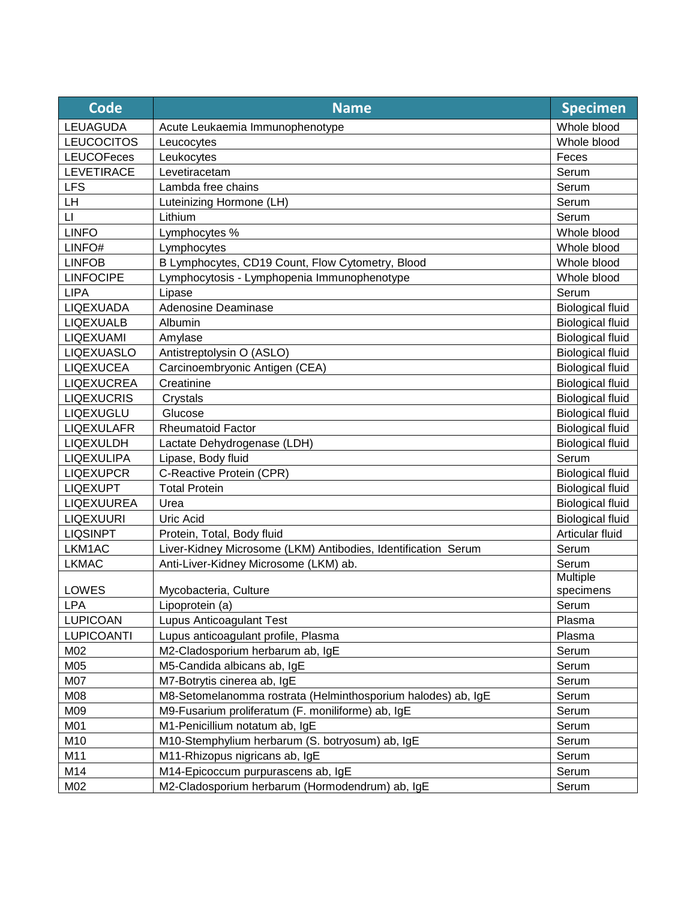| Code | Name | Specimen |
| --- | --- | --- |
| LEUAGUDA | Acute Leukaemia Immunophenotype | Whole blood |
| LEUCOCITOS | Leucocytes | Whole blood |
| LEUCOFeces | Leukocytes | Feces |
| LEVETIRACE | Levetiracetam | Serum |
| LFS | Lambda free chains | Serum |
| LH | Luteinizing Hormone (LH) | Serum |
| LI | Lithium | Serum |
| LINFO | Lymphocytes % | Whole blood |
| LINFO# | Lymphocytes | Whole blood |
| LINFOB | B Lymphocytes, CD19 Count, Flow Cytometry, Blood | Whole blood |
| LINFOCIPE | Lymphocytosis - Lymphopenia Immunophenotype | Whole blood |
| LIPA | Lipase | Serum |
| LIQEXUADA | Adenosine Deaminase | Biological fluid |
| LIQEXUALB | Albumin | Biological fluid |
| LIQEXUAMI | Amylase | Biological fluid |
| LIQEXUASLO | Antistreptolysin O (ASLO) | Biological fluid |
| LIQEXUCEA | Carcinoembryonic Antigen (CEA) | Biological fluid |
| LIQEXUCREA | Creatinine | Biological fluid |
| LIQEXUCRIS | Crystals | Biological fluid |
| LIQEXUGLU | Glucose | Biological fluid |
| LIQEXULAFR | Rheumatoid Factor | Biological fluid |
| LIQEXULDH | Lactate Dehydrogenase (LDH) | Biological fluid |
| LIQEXULIPA | Lipase, Body fluid | Serum |
| LIQEXUPCR | C-Reactive Protein (CPR) | Biological fluid |
| LIQEXUPT | Total Protein | Biological fluid |
| LIQEXUUREA | Urea | Biological fluid |
| LIQEXUURI | Uric Acid | Biological fluid |
| LIQSINPT | Protein, Total, Body fluid | Articular fluid |
| LKM1AC | Liver-Kidney Microsome (LKM) Antibodies, Identification Serum | Serum |
| LKMAC | Anti-Liver-Kidney Microsome (LKM) ab. | Serum |
| LOWES | Mycobacteria, Culture | Multiple specimens |
| LPA | Lipoprotein (a) | Serum |
| LUPICOAN | Lupus Anticoagulant Test | Plasma |
| LUPICOANTI | Lupus anticoagulant profile, Plasma | Plasma |
| M02 | M2-Cladosporium herbarum ab, IgE | Serum |
| M05 | M5-Candida albicans ab, IgE | Serum |
| M07 | M7-Botrytis cinerea ab, IgE | Serum |
| M08 | M8-Setomelanomma rostrata (Helminthosporium halodes) ab, IgE | Serum |
| M09 | M9-Fusarium proliferatum (F. moniliforme) ab, IgE | Serum |
| M01 | M1-Penicillium notatum ab, IgE | Serum |
| M10 | M10-Stemphylium herbarum (S. botryosum) ab, IgE | Serum |
| M11 | M11-Rhizopus nigricans ab, IgE | Serum |
| M14 | M14-Epicoccum purpurascens ab, IgE | Serum |
| M02 | M2-Cladosporium herbarum (Hormodendrum) ab, IgE | Serum |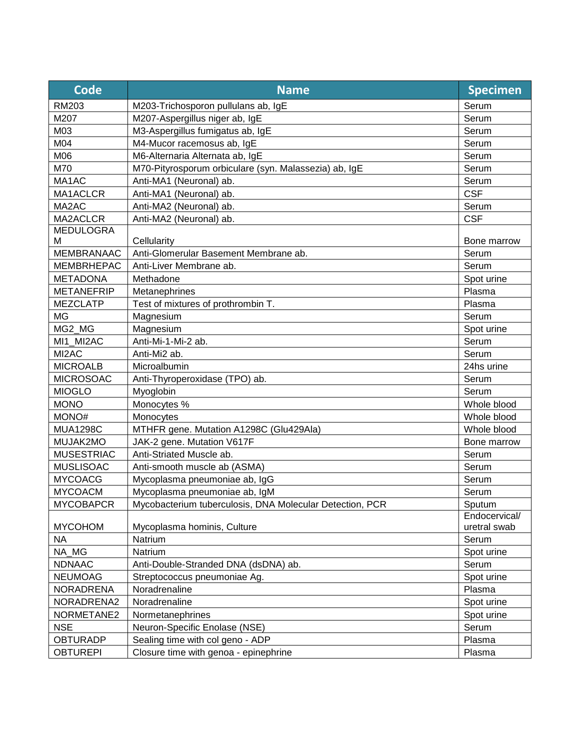| Code | Name | Specimen |
|---|---|---|
| RM203 | M203-Trichosporon pullulans ab, IgE | Serum |
| M207 | M207-Aspergillus niger ab, IgE | Serum |
| M03 | M3-Aspergillus fumigatus ab, IgE | Serum |
| M04 | M4-Mucor racemosus ab, IgE | Serum |
| M06 | M6-Alternaria Alternata ab, IgE | Serum |
| M70 | M70-Pityrosporum orbiculare (syn. Malassezia) ab, IgE | Serum |
| MA1AC | Anti-MA1 (Neuronal) ab. | Serum |
| MA1ACLCR | Anti-MA1 (Neuronal) ab. | CSF |
| MA2AC | Anti-MA2 (Neuronal) ab. | Serum |
| MA2ACLCR | Anti-MA2 (Neuronal) ab. | CSF |
| MEDULOGRAM | Cellularity | Bone marrow |
| MEMBRANAAC | Anti-Glomerular Basement Membrane ab. | Serum |
| MEMBRHEPAC | Anti-Liver Membrane ab. | Serum |
| METADONA | Methadone | Spot urine |
| METANEFRIP | Metanephrines | Plasma |
| MEZCLATP | Test of mixtures of prothrombin T. | Plasma |
| MG | Magnesium | Serum |
| MG2_MG | Magnesium | Spot urine |
| MI1_MI2AC | Anti-Mi-1-Mi-2 ab. | Serum |
| MI2AC | Anti-Mi2 ab. | Serum |
| MICROALB | Microalbumin | 24hs urine |
| MICROSOAC | Anti-Thyroperoxidase (TPO) ab. | Serum |
| MIOGLO | Myoglobin | Serum |
| MONO | Monocytes % | Whole blood |
| MONO# | Monocytes | Whole blood |
| MUA1298C | MTHFR gene. Mutation A1298C (Glu429Ala) | Whole blood |
| MUJAK2MO | JAK-2 gene. Mutation V617F | Bone marrow |
| MUSESTRIAC | Anti-Striated Muscle ab. | Serum |
| MUSLISOAC | Anti-smooth muscle ab (ASMA) | Serum |
| MYCOACG | Mycoplasma pneumoniae ab, IgG | Serum |
| MYCOACM | Mycoplasma pneumoniae ab, IgM | Serum |
| MYCOBAPCR | Mycobacterium tuberculosis, DNA Molecular Detection, PCR | Sputum |
| MYCOHOM | Mycoplasma hominis, Culture | Endocervical/ uretral swab |
| NA | Natrium | Serum |
| NA_MG | Natrium | Spot urine |
| NDNAAC | Anti-Double-Stranded DNA (dsDNA) ab. | Serum |
| NEUMOAG | Streptococcus pneumoniae Ag. | Spot urine |
| NORADRENA | Noradrenaline | Plasma |
| NORADRENA2 | Noradrenaline | Spot urine |
| NORMETANE2 | Normetanephrines | Spot urine |
| NSE | Neuron-Specific Enolase (NSE) | Serum |
| OBTURADP | Sealing time with col geno - ADP | Plasma |
| OBTUREPI | Closure time with genoa - epinephrine | Plasma |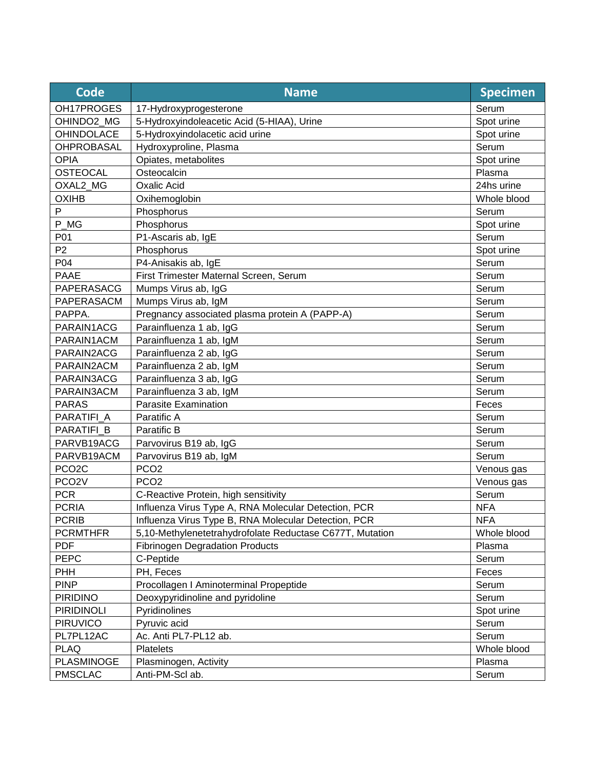| Code | Name | Specimen |
|---|---|---|
| OH17PROGES | 17-Hydroxyprogesterone | Serum |
| OHINDO2_MG | 5-Hydroxyindoleacetic Acid (5-HIAA), Urine | Spot urine |
| OHINDOLACE | 5-Hydroxyindolacetic acid urine | Spot urine |
| OHPROBASAL | Hydroxyproline, Plasma | Serum |
| OPIA | Opiates, metabolites | Spot urine |
| OSTEOCAL | Osteocalcin | Plasma |
| OXAL2_MG | Oxalic Acid | 24hs urine |
| OXIHB | Oxihemoglobin | Whole blood |
| P | Phosphorus | Serum |
| P_MG | Phosphorus | Spot urine |
| P01 | P1-Ascaris ab, IgE | Serum |
| P2 | Phosphorus | Spot urine |
| P04 | P4-Anisakis ab, IgE | Serum |
| PAAE | First Trimester Maternal Screen, Serum | Serum |
| PAPERASACG | Mumps Virus ab, IgG | Serum |
| PAPERASACM | Mumps Virus ab, IgM | Serum |
| PAPPA. | Pregnancy associated plasma protein A (PAPP-A) | Serum |
| PARAIN1ACG | Parainfluenza 1 ab, IgG | Serum |
| PARAIN1ACM | Parainfluenza 1 ab, IgM | Serum |
| PARAIN2ACG | Parainfluenza 2 ab, IgG | Serum |
| PARAIN2ACM | Parainfluenza 2 ab, IgM | Serum |
| PARAIN3ACG | Parainfluenza 3 ab, IgG | Serum |
| PARAIN3ACM | Parainfluenza 3 ab, IgM | Serum |
| PARAS | Parasite Examination | Feces |
| PARATIFI_A | Paratific A | Serum |
| PARATIFI_B | Paratific B | Serum |
| PARVB19ACG | Parvovirus B19 ab, IgG | Serum |
| PARVB19ACM | Parvovirus B19 ab, IgM | Serum |
| PCO2C | PCO2 | Venous gas |
| PCO2V | PCO2 | Venous gas |
| PCR | C-Reactive Protein, high sensitivity | Serum |
| PCRIA | Influenza Virus Type A, RNA Molecular Detection, PCR | NFA |
| PCRIB | Influenza Virus Type B, RNA Molecular Detection, PCR | NFA |
| PCRMTHFR | 5,10-Methylenetetrahydrofolate Reductase C677T, Mutation | Whole blood |
| PDF | Fibrinogen Degradation Products | Plasma |
| PEPC | C-Peptide | Serum |
| PHH | PH, Feces | Feces |
| PINP | Procollagen I Aminoterminal Propeptide | Serum |
| PIRIDINO | Deoxypyridinoline and pyridoline | Serum |
| PIRIDINOLI | Pyridinolines | Spot urine |
| PIRUVICO | Pyruvic acid | Serum |
| PL7PL12AC | Ac. Anti PL7-PL12 ab. | Serum |
| PLAQ | Platelets | Whole blood |
| PLASMINOGE | Plasminogen, Activity | Plasma |
| PMSCLAC | Anti-PM-Scl ab. | Serum |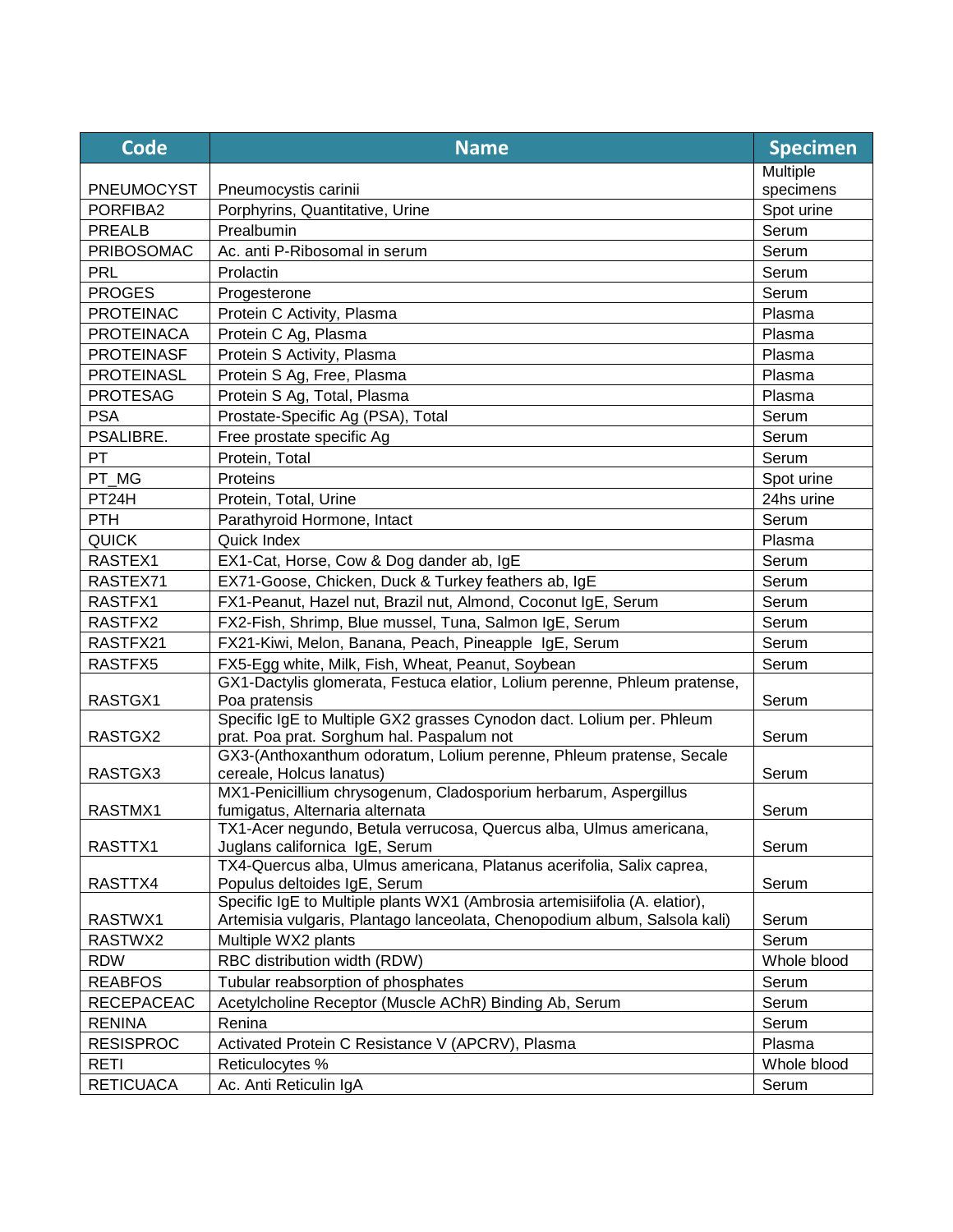| Code | Name | Specimen |
|---|---|---|
| PNEUMOCYST | Pneumocystis carinii | Multiple specimens |
| PORFIBA2 | Porphyrins, Quantitative, Urine | Spot urine |
| PREALB | Prealbumin | Serum |
| PRIBOSOMAC | Ac. anti P-Ribosomal in serum | Serum |
| PRL | Prolactin | Serum |
| PROGES | Progesterone | Serum |
| PROTEINAC | Protein C Activity, Plasma | Plasma |
| PROTEINACA | Protein C Ag, Plasma | Plasma |
| PROTEINASF | Protein S Activity, Plasma | Plasma |
| PROTEINASL | Protein S Ag, Free, Plasma | Plasma |
| PROTESAG | Protein S Ag, Total, Plasma | Plasma |
| PSA | Prostate-Specific Ag (PSA), Total | Serum |
| PSALIBRE. | Free prostate specific Ag | Serum |
| PT | Protein, Total | Serum |
| PT_MG | Proteins | Spot urine |
| PT24H | Protein, Total, Urine | 24hs urine |
| PTH | Parathyroid Hormone, Intact | Serum |
| QUICK | Quick Index | Plasma |
| RASTEX1 | EX1-Cat, Horse, Cow & Dog dander ab, IgE | Serum |
| RASTEX71 | EX71-Goose, Chicken, Duck & Turkey feathers ab, IgE | Serum |
| RASTFX1 | FX1-Peanut, Hazel nut, Brazil nut, Almond, Coconut IgE, Serum | Serum |
| RASTFX2 | FX2-Fish, Shrimp, Blue mussel, Tuna, Salmon IgE, Serum | Serum |
| RASTFX21 | FX21-Kiwi, Melon, Banana, Peach, Pineapple IgE, Serum | Serum |
| RASTFX5 | FX5-Egg white, Milk, Fish, Wheat, Peanut, Soybean | Serum |
| RASTGX1 | GX1-Dactylis glomerata, Festuca elatior, Lolium perenne, Phleum pratense, Poa pratensis | Serum |
| RASTGX2 | Specific IgE to Multiple GX2 grasses Cynodon dact. Lolium per. Phleum prat. Poa prat. Sorghum hal. Paspalum not | Serum |
| RASTGX3 | GX3-(Anthoxanthum odoratum, Lolium perenne, Phleum pratense, Secale cereale, Holcus lanatus) | Serum |
| RASTMX1 | MX1-Penicillium chrysogenum, Cladosporium herbarum, Aspergillus fumigatus, Alternaria alternata | Serum |
| RASTTX1 | TX1-Acer negundo, Betula verrucosa, Quercus alba, Ulmus americana, Juglans californica IgE, Serum | Serum |
| RASTTX4 | TX4-Quercus alba, Ulmus americana, Platanus acerifolia, Salix caprea, Populus deltoides IgE, Serum | Serum |
| RASTWX1 | Specific IgE to Multiple plants WX1 (Ambrosia artemisiifolia (A. elatior), Artemisia vulgaris, Plantago lanceolata, Chenopodium album, Salsola kali) | Serum |
| RASTWX2 | Multiple WX2 plants | Serum |
| RDW | RBC distribution width (RDW) | Whole blood |
| REABFOS | Tubular reabsorption of phosphates | Serum |
| RECEPACEAC | Acetylcholine Receptor (Muscle AChR) Binding Ab, Serum | Serum |
| RENINA | Renina | Serum |
| RESISPROC | Activated Protein C Resistance V (APCRV), Plasma | Plasma |
| RETI | Reticulocytes % | Whole blood |
| RETICUACA | Ac. Anti Reticulin IgA | Serum |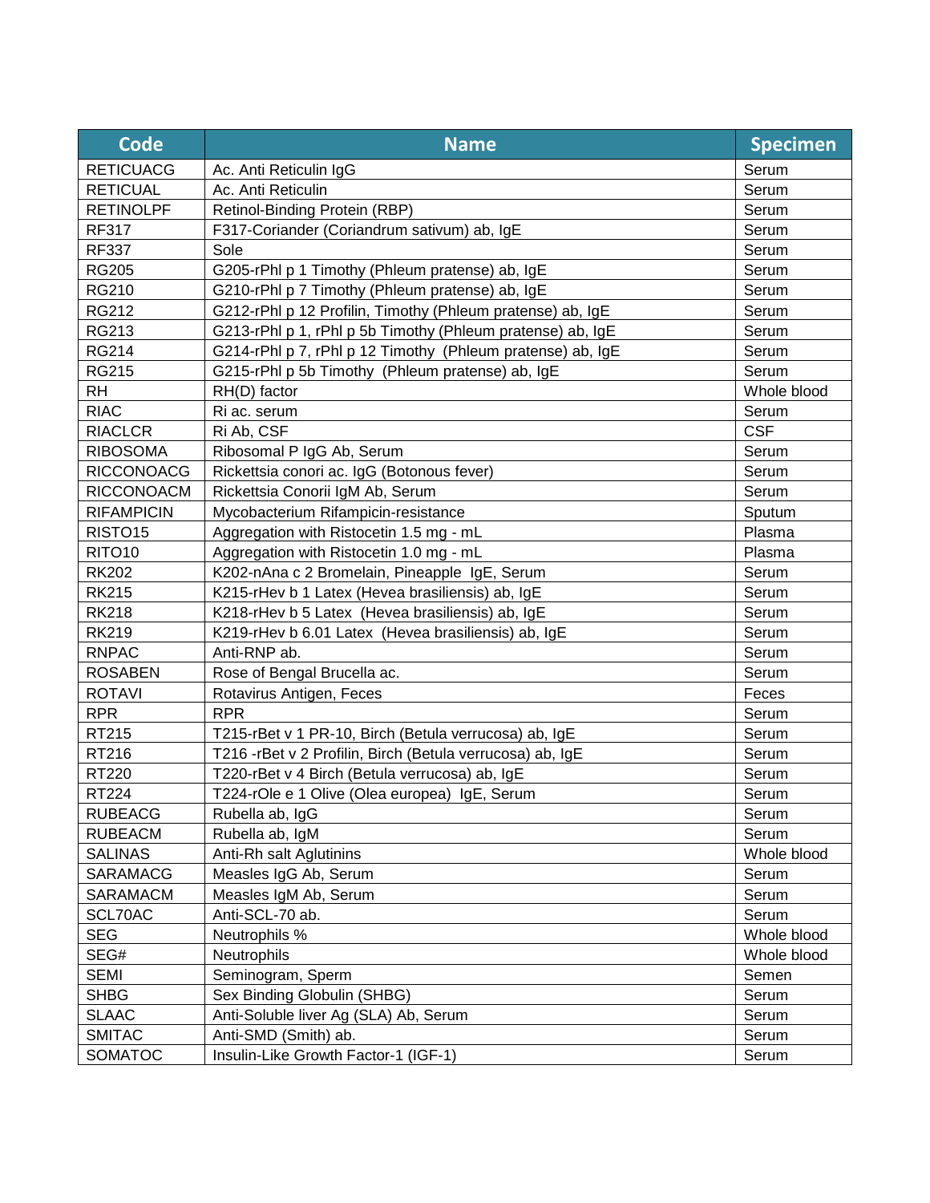| Code | Name | Specimen |
|---|---|---|
| RETICUACG | Ac. Anti Reticulin IgG | Serum |
| RETICUAL | Ac. Anti Reticulin | Serum |
| RETINOLPF | Retinol-Binding Protein (RBP) | Serum |
| RF317 | F317-Coriander (Coriandrum sativum) ab, IgE | Serum |
| RF337 | Sole | Serum |
| RG205 | G205-rPhl p 1 Timothy (Phleum pratense) ab, IgE | Serum |
| RG210 | G210-rPhl p 7 Timothy (Phleum pratense) ab, IgE | Serum |
| RG212 | G212-rPhl p 12 Profilin, Timothy (Phleum pratense) ab, IgE | Serum |
| RG213 | G213-rPhl p 1, rPhl p 5b Timothy (Phleum pratense) ab, IgE | Serum |
| RG214 | G214-rPhl p 7, rPhl p 12 Timothy (Phleum pratense) ab, IgE | Serum |
| RG215 | G215-rPhl p 5b Timothy (Phleum pratense) ab, IgE | Serum |
| RH | RH(D) factor | Whole blood |
| RIAC | Ri ac. serum | Serum |
| RIACLCR | Ri Ab, CSF | CSF |
| RIBOSOMA | Ribosomal P IgG Ab, Serum | Serum |
| RICCONOACG | Rickettsia conori ac. IgG (Botonous fever) | Serum |
| RICCONOACM | Rickettsia Conorii IgM Ab, Serum | Serum |
| RIFAMPICIN | Mycobacterium Rifampicin-resistance | Sputum |
| RISTO15 | Aggregation with Ristocetin 1.5 mg - mL | Plasma |
| RITO10 | Aggregation with Ristocetin 1.0 mg - mL | Plasma |
| RK202 | K202-nAna c 2 Bromelain, Pineapple IgE, Serum | Serum |
| RK215 | K215-rHev b 1 Latex (Hevea brasiliensis) ab, IgE | Serum |
| RK218 | K218-rHev b 5 Latex (Hevea brasiliensis) ab, IgE | Serum |
| RK219 | K219-rHev b 6.01 Latex (Hevea brasiliensis) ab, IgE | Serum |
| RNPAC | Anti-RNP ab. | Serum |
| ROSABEN | Rose of Bengal Brucella ac. | Serum |
| ROTAVI | Rotavirus Antigen, Feces | Feces |
| RPR | RPR | Serum |
| RT215 | T215-rBet v 1 PR-10, Birch (Betula verrucosa) ab, IgE | Serum |
| RT216 | T216 -rBet v 2 Profilin, Birch (Betula verrucosa) ab, IgE | Serum |
| RT220 | T220-rBet v 4 Birch (Betula verrucosa) ab, IgE | Serum |
| RT224 | T224-rOle e 1 Olive (Olea europea) IgE, Serum | Serum |
| RUBEACG | Rubella ab, IgG | Serum |
| RUBEACM | Rubella ab, IgM | Serum |
| SALINAS | Anti-Rh salt Aglutinins | Whole blood |
| SARAMACG | Measles IgG Ab, Serum | Serum |
| SARAMACM | Measles IgM Ab, Serum | Serum |
| SCL70AC | Anti-SCL-70 ab. | Serum |
| SEG | Neutrophils % | Whole blood |
| SEG# | Neutrophils | Whole blood |
| SEMI | Seminogram, Sperm | Semen |
| SHBG | Sex Binding Globulin (SHBG) | Serum |
| SLAAC | Anti-Soluble liver Ag (SLA) Ab, Serum | Serum |
| SMITAC | Anti-SMD (Smith) ab. | Serum |
| SOMATOC | Insulin-Like Growth Factor-1 (IGF-1) | Serum |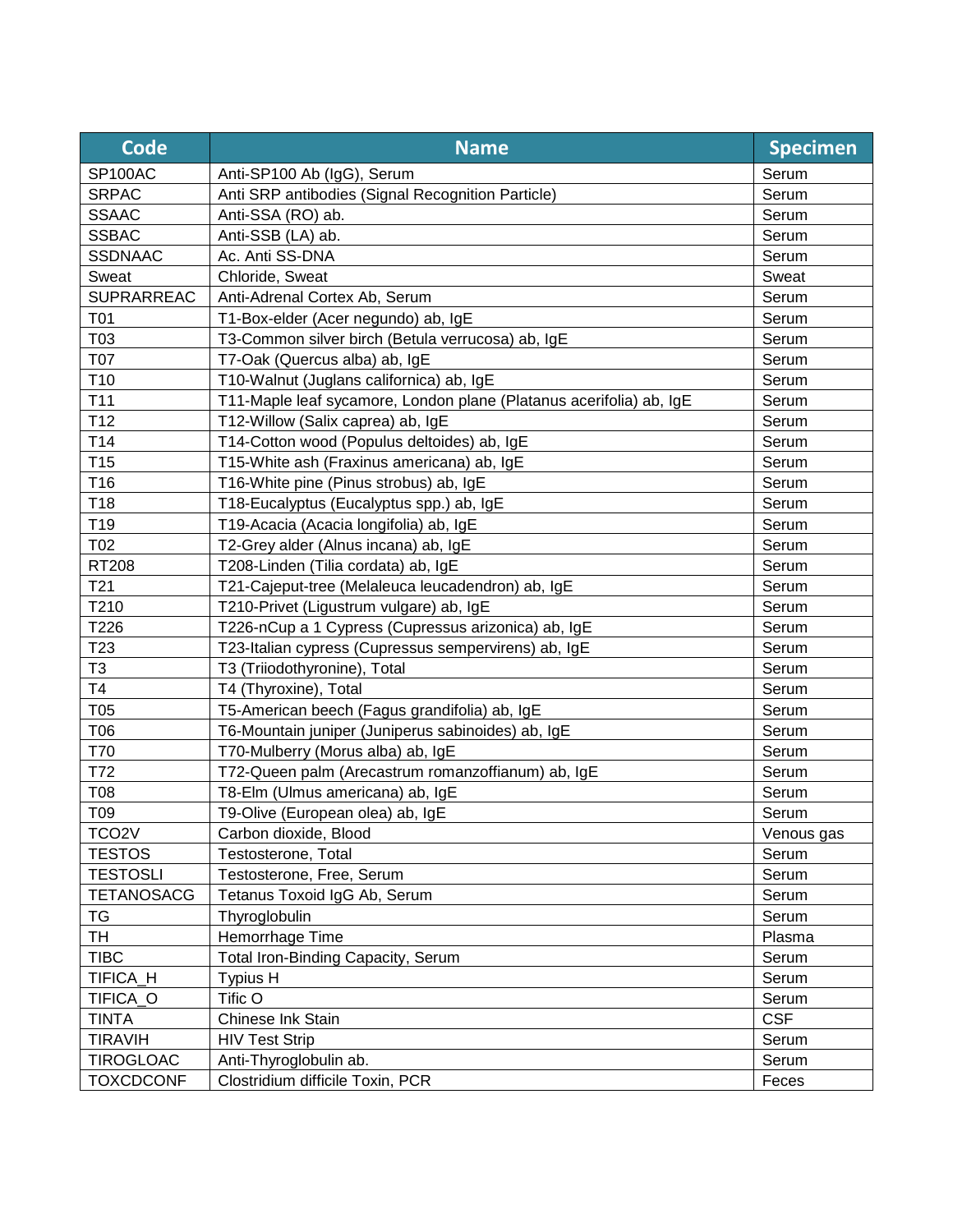| Code | Name | Specimen |
| --- | --- | --- |
| SP100AC | Anti-SP100 Ab (IgG), Serum | Serum |
| SRPAC | Anti SRP antibodies (Signal Recognition Particle) | Serum |
| SSAAC | Anti-SSA (RO) ab. | Serum |
| SSBAC | Anti-SSB (LA) ab. | Serum |
| SSDNAAC | Ac. Anti SS-DNA | Serum |
| Sweat | Chloride, Sweat | Sweat |
| SUPRARREAC | Anti-Adrenal Cortex Ab, Serum | Serum |
| T01 | T1-Box-elder (Acer negundo) ab, IgE | Serum |
| T03 | T3-Common silver birch (Betula verrucosa) ab, IgE | Serum |
| T07 | T7-Oak (Quercus alba) ab, IgE | Serum |
| T10 | T10-Walnut (Juglans californica) ab, IgE | Serum |
| T11 | T11-Maple leaf sycamore, London plane (Platanus acerifolia) ab, IgE | Serum |
| T12 | T12-Willow (Salix caprea) ab, IgE | Serum |
| T14 | T14-Cotton wood (Populus deltoides) ab, IgE | Serum |
| T15 | T15-White ash (Fraxinus americana) ab, IgE | Serum |
| T16 | T16-White pine (Pinus strobus) ab, IgE | Serum |
| T18 | T18-Eucalyptus (Eucalyptus spp.) ab, IgE | Serum |
| T19 | T19-Acacia (Acacia longifolia) ab, IgE | Serum |
| T02 | T2-Grey alder (Alnus incana) ab, IgE | Serum |
| RT208 | T208-Linden (Tilia cordata) ab, IgE | Serum |
| T21 | T21-Cajeput-tree (Melaleuca leucadendron) ab, IgE | Serum |
| T210 | T210-Privet (Ligustrum vulgare) ab, IgE | Serum |
| T226 | T226-nCup a 1 Cypress (Cupressus arizonica) ab, IgE | Serum |
| T23 | T23-Italian cypress (Cupressus sempervirens) ab, IgE | Serum |
| T3 | T3 (Triiodothyronine), Total | Serum |
| T4 | T4 (Thyroxine), Total | Serum |
| T05 | T5-American beech (Fagus grandifolia) ab, IgE | Serum |
| T06 | T6-Mountain juniper (Juniperus sabinoides) ab, IgE | Serum |
| T70 | T70-Mulberry (Morus alba) ab, IgE | Serum |
| T72 | T72-Queen palm (Arecastrum romanzoffianum) ab, IgE | Serum |
| T08 | T8-Elm (Ulmus americana) ab, IgE | Serum |
| T09 | T9-Olive (European olea) ab, IgE | Serum |
| TCO2V | Carbon dioxide, Blood | Venous gas |
| TESTOS | Testosterone, Total | Serum |
| TESTOSLI | Testosterone, Free, Serum | Serum |
| TETANOSACG | Tetanus Toxoid IgG Ab, Serum | Serum |
| TG | Thyroglobulin | Serum |
| TH | Hemorrhage Time | Plasma |
| TIBC | Total Iron-Binding Capacity, Serum | Serum |
| TIFICA_H | Typius H | Serum |
| TIFICA_O | Tific O | Serum |
| TINTA | Chinese Ink Stain | CSF |
| TIRAVIH | HIV Test Strip | Serum |
| TIROGLOAC | Anti-Thyroglobulin ab. | Serum |
| TOXCDCONF | Clostridium difficile Toxin, PCR | Feces |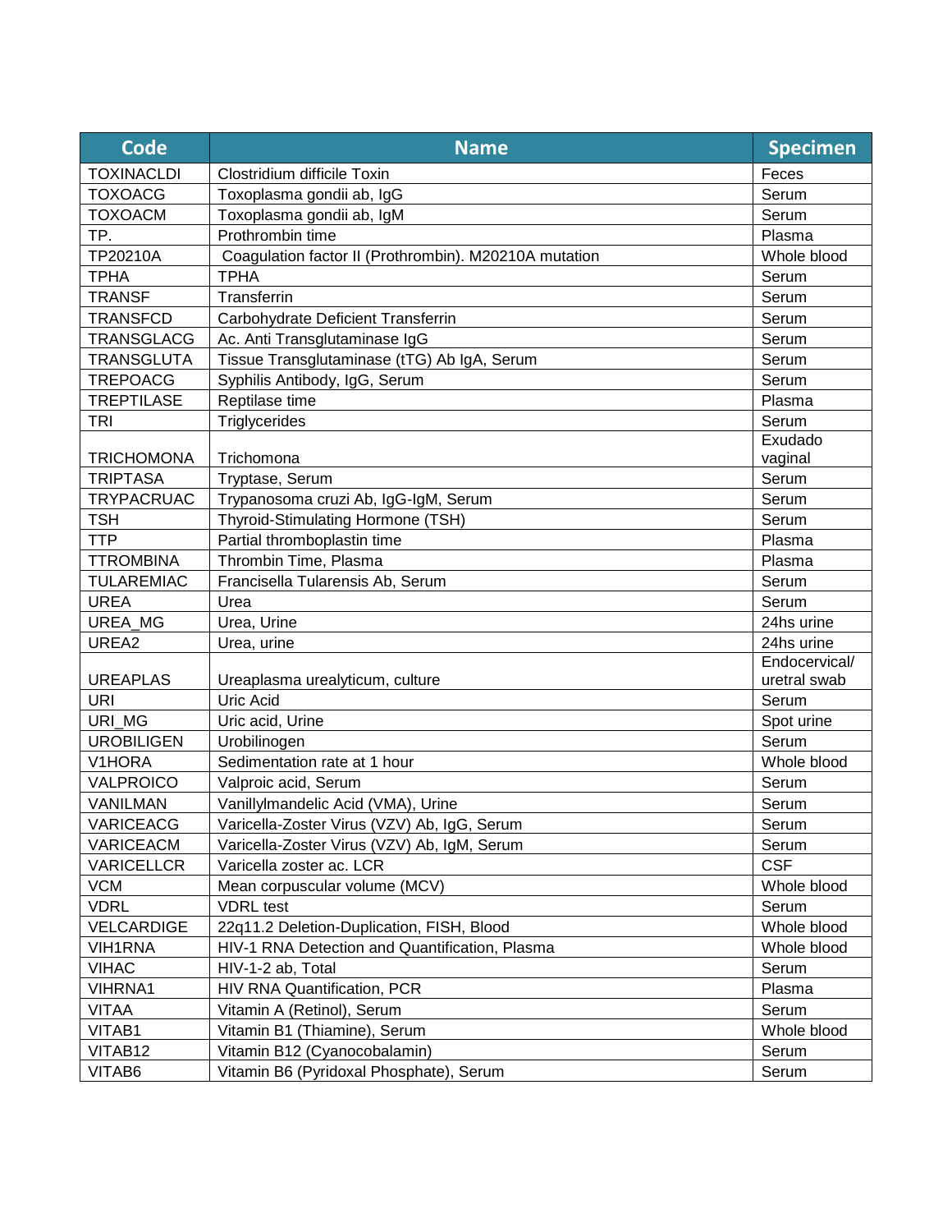| Code | Name | Specimen |
| --- | --- | --- |
| TOXINACLDI | Clostridium difficile Toxin | Feces |
| TOXOACG | Toxoplasma gondii ab, IgG | Serum |
| TOXOACM | Toxoplasma gondii ab, IgM | Serum |
| TP. | Prothrombin time | Plasma |
| TP20210A | Coagulation factor II (Prothrombin). M20210A mutation | Whole blood |
| TPHA | TPHA | Serum |
| TRANSF | Transferrin | Serum |
| TRANSFCD | Carbohydrate Deficient Transferrin | Serum |
| TRANSGLACG | Ac. Anti Transglutaminase IgG | Serum |
| TRANSGLUTA | Tissue Transglutaminase (tTG) Ab IgA, Serum | Serum |
| TREPOACG | Syphilis Antibody, IgG, Serum | Serum |
| TREPTILASE | Reptilase time | Plasma |
| TRI | Triglycerides | Serum |
| TRICHOMONA | Trichomona | Exudado vaginal |
| TRIPTASA | Tryptase, Serum | Serum |
| TRYPACRUAC | Trypanosoma cruzi Ab, IgG-IgM, Serum | Serum |
| TSH | Thyroid-Stimulating Hormone (TSH) | Serum |
| TTP | Partial thromboplastin time | Plasma |
| TTROMBINA | Thrombin Time, Plasma | Plasma |
| TULAREMIAC | Francisella Tularensis Ab, Serum | Serum |
| UREA | Urea | Serum |
| UREA_MG | Urea, Urine | 24hs urine |
| UREA2 | Urea, urine | 24hs urine |
| UREAPLAS | Ureaplasma urealyticum, culture | Endocervical/ uretral swab |
| URI | Uric Acid | Serum |
| URI_MG | Uric acid, Urine | Spot urine |
| UROBILIGEN | Urobilinogen | Serum |
| V1HORA | Sedimentation rate at 1 hour | Whole blood |
| VALPROICO | Valproic acid, Serum | Serum |
| VANILMAN | Vanillylmandelic Acid (VMA), Urine | Serum |
| VARICEACG | Varicella-Zoster Virus (VZV) Ab, IgG, Serum | Serum |
| VARICEACM | Varicella-Zoster Virus (VZV) Ab, IgM, Serum | Serum |
| VARICELLCR | Varicella zoster ac. LCR | CSF |
| VCM | Mean corpuscular volume (MCV) | Whole blood |
| VDRL | VDRL test | Serum |
| VELCARDIGE | 22q11.2 Deletion-Duplication, FISH, Blood | Whole blood |
| VIH1RNA | HIV-1 RNA Detection and Quantification, Plasma | Whole blood |
| VIHAC | HIV-1-2 ab, Total | Serum |
| VIHRNA1 | HIV RNA Quantification, PCR | Plasma |
| VITAA | Vitamin A (Retinol), Serum | Serum |
| VITAB1 | Vitamin B1 (Thiamine), Serum | Whole blood |
| VITAB12 | Vitamin B12 (Cyanocobalamin) | Serum |
| VITAB6 | Vitamin B6 (Pyridoxal Phosphate), Serum | Serum |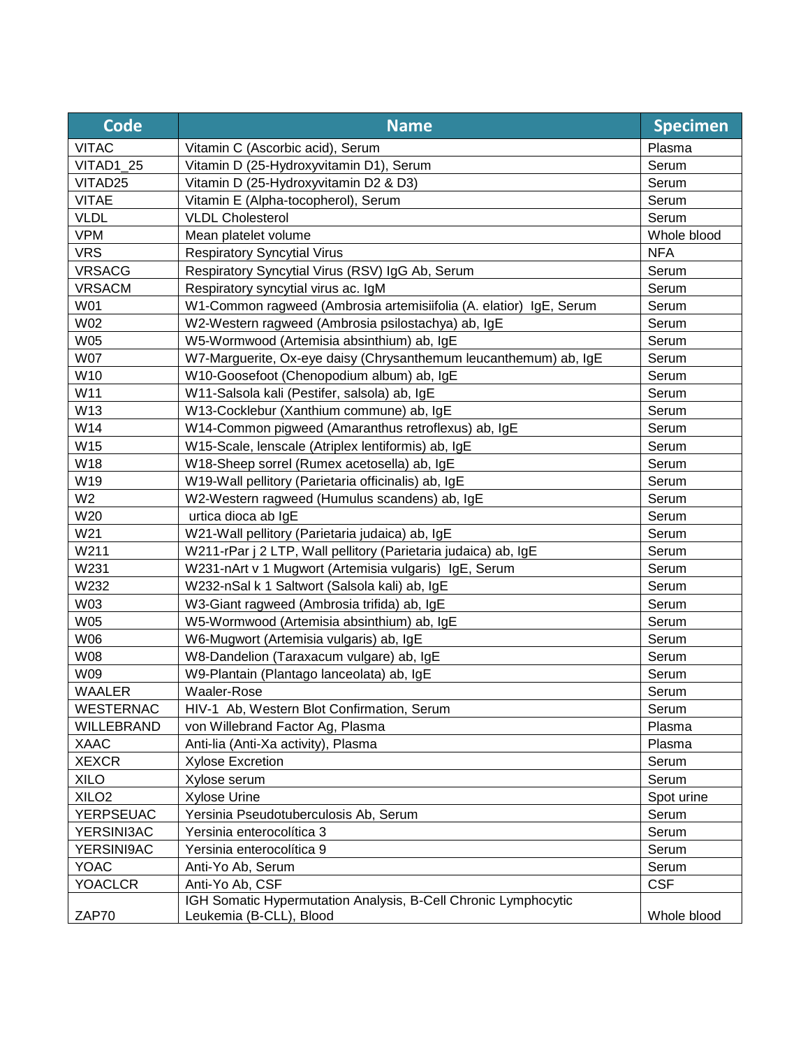| Code | Name | Specimen |
|---|---|---|
| VITAC | Vitamin C (Ascorbic acid), Serum | Plasma |
| VITAD1_25 | Vitamin D (25-Hydroxyvitamin D1), Serum | Serum |
| VITAD25 | Vitamin D (25-Hydroxyvitamin D2 & D3) | Serum |
| VITAE | Vitamin E (Alpha-tocopherol), Serum | Serum |
| VLDL | VLDL Cholesterol | Serum |
| VPM | Mean platelet volume | Whole blood |
| VRS | Respiratory Syncytial Virus | NFA |
| VRSACG | Respiratory Syncytial Virus (RSV) IgG Ab, Serum | Serum |
| VRSACM | Respiratory syncytial virus ac. IgM | Serum |
| W01 | W1-Common ragweed (Ambrosia artemisiifolia (A. elatior) IgE, Serum | Serum |
| W02 | W2-Western ragweed (Ambrosia psilostachya) ab, IgE | Serum |
| W05 | W5-Wormwood (Artemisia absinthium) ab, IgE | Serum |
| W07 | W7-Marguerite, Ox-eye daisy (Chrysanthemum leucanthemum) ab, IgE | Serum |
| W10 | W10-Goosefoot (Chenopodium album) ab, IgE | Serum |
| W11 | W11-Salsola kali (Pestifer, salsola) ab, IgE | Serum |
| W13 | W13-Cocklebur (Xanthium commune) ab, IgE | Serum |
| W14 | W14-Common pigweed (Amaranthus retroflexus) ab, IgE | Serum |
| W15 | W15-Scale, lenscale (Atriplex lentiformis) ab, IgE | Serum |
| W18 | W18-Sheep sorrel (Rumex acetosella) ab, IgE | Serum |
| W19 | W19-Wall pellitory (Parietaria officinalis) ab, IgE | Serum |
| W2 | W2-Western ragweed (Humulus scandens) ab, IgE | Serum |
| W20 | urtica dioca ab IgE | Serum |
| W21 | W21-Wall pellitory (Parietaria judaica) ab, IgE | Serum |
| W211 | W211-rPar j 2 LTP, Wall pellitory (Parietaria judaica) ab, IgE | Serum |
| W231 | W231-nArt v 1 Mugwort (Artemisia vulgaris) IgE, Serum | Serum |
| W232 | W232-nSal k 1 Saltwort (Salsola kali) ab, IgE | Serum |
| W03 | W3-Giant ragweed (Ambrosia trifida) ab, IgE | Serum |
| W05 | W5-Wormwood (Artemisia absinthium) ab, IgE | Serum |
| W06 | W6-Mugwort (Artemisia vulgaris) ab, IgE | Serum |
| W08 | W8-Dandelion (Taraxacum vulgare) ab, IgE | Serum |
| W09 | W9-Plantain (Plantago lanceolata) ab, IgE | Serum |
| WAALER | Waaler-Rose | Serum |
| WESTERNAC | HIV-1 Ab, Western Blot Confirmation, Serum | Serum |
| WILLEBRAND | von Willebrand Factor Ag, Plasma | Plasma |
| XAAC | Anti-lia (Anti-Xa activity), Plasma | Plasma |
| XEXCR | Xylose Excretion | Serum |
| XILO | Xylose serum | Serum |
| XILO2 | Xylose Urine | Spot urine |
| YERPSEUAC | Yersinia Pseudotuberculosis Ab, Serum | Serum |
| YERSINI3AC | Yersinia enterocolítica 3 | Serum |
| YERSINI9AC | Yersinia enterocolítica 9 | Serum |
| YOAC | Anti-Yo Ab, Serum | Serum |
| YOACLCR | Anti-Yo Ab, CSF | CSF |
| ZAP70 | IGH Somatic Hypermutation Analysis, B-Cell Chronic Lymphocytic Leukemia (B-CLL), Blood | Whole blood |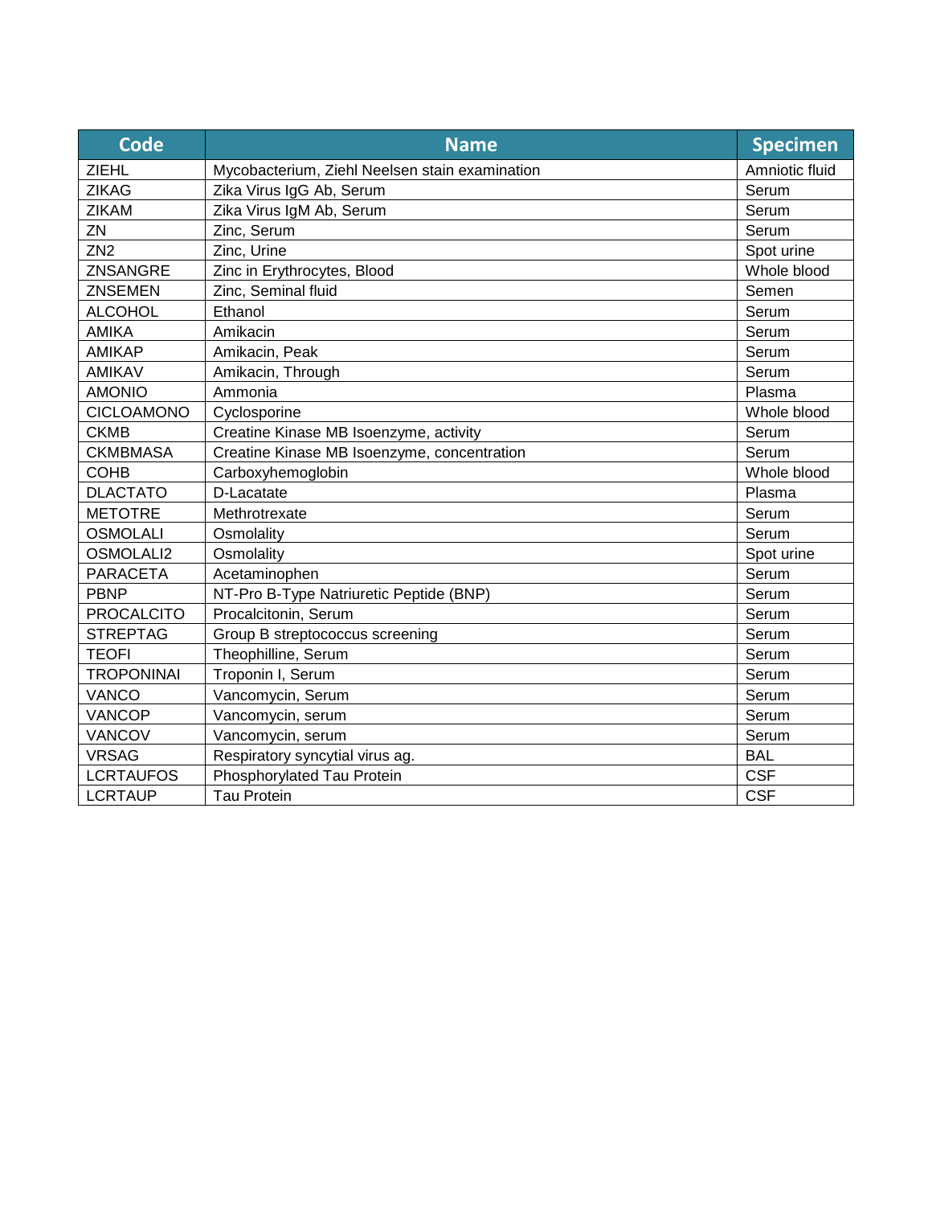| Code | Name | Specimen |
| --- | --- | --- |
| ZIEHL | Mycobacterium, Ziehl Neelsen stain examination | Amniotic fluid |
| ZIKAG | Zika Virus IgG Ab, Serum | Serum |
| ZIKAM | Zika Virus IgM Ab, Serum | Serum |
| ZN | Zinc, Serum | Serum |
| ZN2 | Zinc, Urine | Spot urine |
| ZNSANGRE | Zinc in Erythrocytes, Blood | Whole blood |
| ZNSEMEN | Zinc, Seminal fluid | Semen |
| ALCOHOL | Ethanol | Serum |
| AMIKA | Amikacin | Serum |
| AMIKAP | Amikacin, Peak | Serum |
| AMIKAV | Amikacin, Through | Serum |
| AMONIO | Ammonia | Plasma |
| CICLOAMONO | Cyclosporine | Whole blood |
| CKMB | Creatine Kinase MB Isoenzyme, activity | Serum |
| CKMBMASA | Creatine Kinase MB Isoenzyme, concentration | Serum |
| COHB | Carboxyhemoglobin | Whole blood |
| DLACTATO | D-Lacatate | Plasma |
| METOTRE | Methrotrexate | Serum |
| OSMOLALI | Osmolality | Serum |
| OSMOLALI2 | Osmolality | Spot urine |
| PARACETA | Acetaminophen | Serum |
| PBNP | NT-Pro B-Type Natriuretic Peptide (BNP) | Serum |
| PROCALCITO | Procalcitonin, Serum | Serum |
| STREPTAG | Group B streptococcus screening | Serum |
| TEOFI | Theophilline, Serum | Serum |
| TROPONINAI | Troponin I, Serum | Serum |
| VANCO | Vancomycin, Serum | Serum |
| VANCOP | Vancomycin, serum | Serum |
| VANCOV | Vancomycin, serum | Serum |
| VRSAG | Respiratory syncytial virus ag. | BAL |
| LCRTAUFOS | Phosphorylated Tau Protein | CSF |
| LCRTAUP | Tau Protein | CSF |